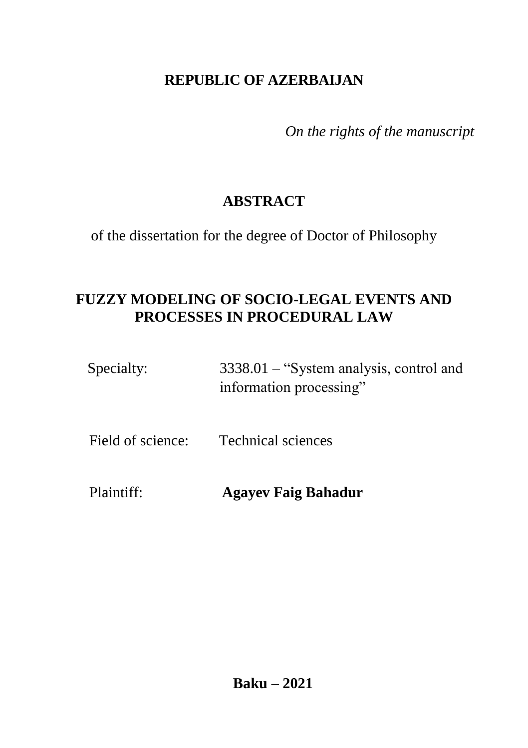**REPUBLIC OF AZERBAIJAN**

*On the rights of the manuscript*

# ABSTRACT

of the dissertation for the degree of Doctor of Philosophy

## FUZZY MODELING OF SOCIO-LEGAL EVENTS AND PROCESSES IN PROCEDURAL LAW

Specialty: 3338.01 – "System analysis, control and information processing"

Field of science: Technical sciences

Plaintiff: **Agayev Faig Bahadur**

**Baku – 2021**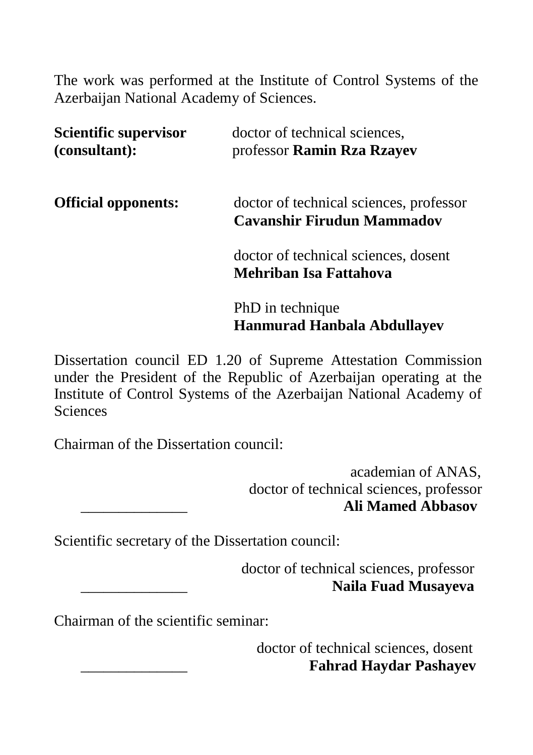The work was performed at the Institute of Control Systems of the Azerbaijan National Academy of Sciences.

**Scientific supervisor (consultant):** doctor of technical sciences, professor **Ramin Rza Rzayev**

**Official opponents:** doctor of technical sciences, professor **Cavanshir Firudun Mammadov**

doctor of technical sciences, dosent **Mehriban Isa Fattahova**

PhD in technique **Hanmurad Hanbala Abdullayev**

Dissertation council ED 1.20 of Supreme Attestation Commission under the President of the Republic of Azerbaijan operating at the Institute of Control Systems of the Azerbaijan National Academy of Sciences

Chairman of the Dissertation council:

academian of ANAS,
doctor of technical sciences, professor
______________ **Ali Mamed Abbasov**

Scientific secretary of the Dissertation council:

doctor of technical sciences, professor
______________ **Naila Fuad Musayeva**

Chairman of the scientific seminar:

doctor of technical sciences, dosent
______________ **Fahrad Haydar Pashayev**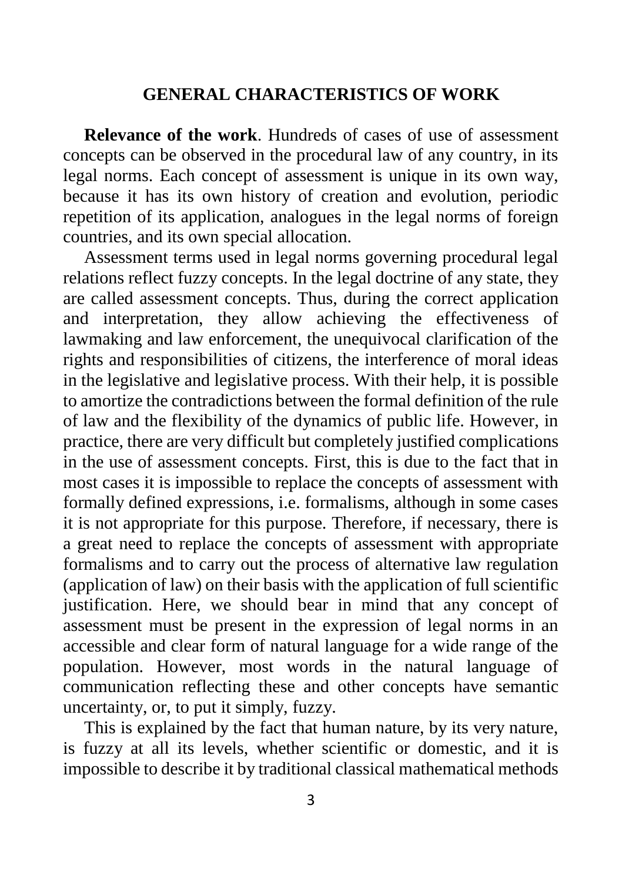## GENERAL CHARACTERISTICS OF WORK

**Relevance of the work**. Hundreds of cases of use of assessment concepts can be observed in the procedural law of any country, in its legal norms. Each concept of assessment is unique in its own way, because it has its own history of creation and evolution, periodic repetition of its application, analogues in the legal norms of foreign countries, and its own special allocation.

Assessment terms used in legal norms governing procedural legal relations reflect fuzzy concepts. In the legal doctrine of any state, they are called assessment concepts. Thus, during the correct application and interpretation, they allow achieving the effectiveness of lawmaking and law enforcement, the unequivocal clarification of the rights and responsibilities of citizens, the interference of moral ideas in the legislative and legislative process. With their help, it is possible to amortize the contradictions between the formal definition of the rule of law and the flexibility of the dynamics of public life. However, in practice, there are very difficult but completely justified complications in the use of assessment concepts. First, this is due to the fact that in most cases it is impossible to replace the concepts of assessment with formally defined expressions, i.e. formalisms, although in some cases it is not appropriate for this purpose. Therefore, if necessary, there is a great need to replace the concepts of assessment with appropriate formalisms and to carry out the process of alternative law regulation (application of law) on their basis with the application of full scientific justification. Here, we should bear in mind that any concept of assessment must be present in the expression of legal norms in an accessible and clear form of natural language for a wide range of the population. However, most words in the natural language of communication reflecting these and other concepts have semantic uncertainty, or, to put it simply, fuzzy.

This is explained by the fact that human nature, by its very nature, is fuzzy at all its levels, whether scientific or domestic, and it is impossible to describe it by traditional classical mathematical methods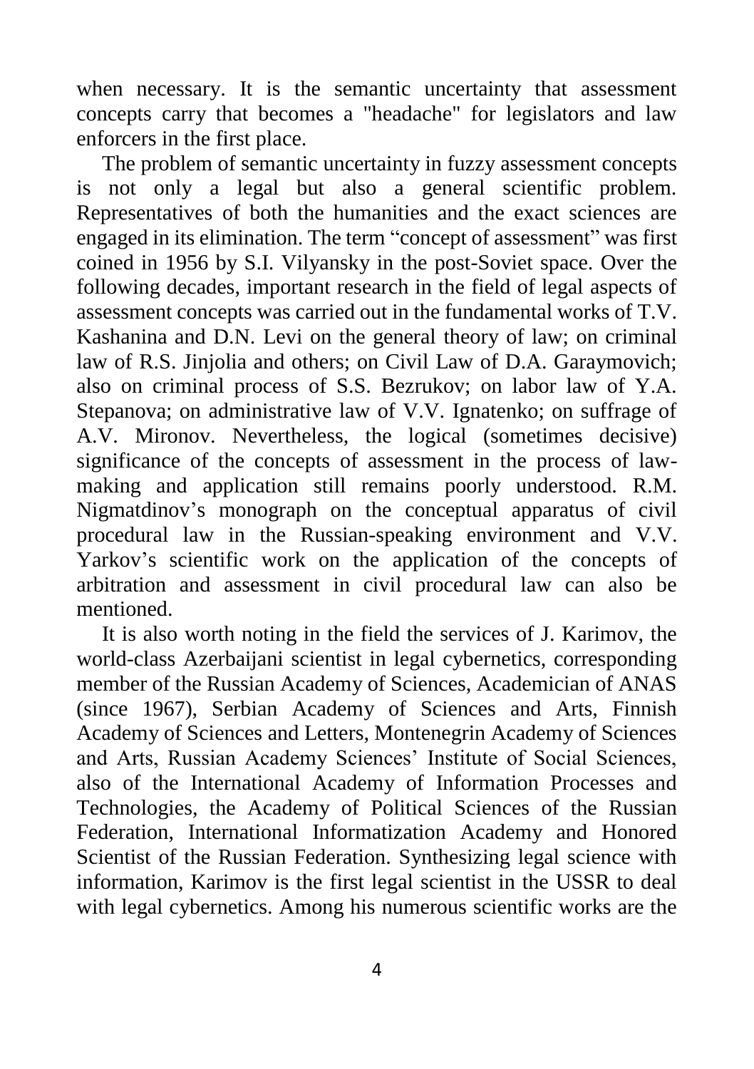when necessary. It is the semantic uncertainty that assessment concepts carry that becomes a "headache" for legislators and law enforcers in the first place.

The problem of semantic uncertainty in fuzzy assessment concepts is not only a legal but also a general scientific problem. Representatives of both the humanities and the exact sciences are engaged in its elimination. The term "concept of assessment" was first coined in 1956 by S.I. Vilyansky in the post-Soviet space. Over the following decades, important research in the field of legal aspects of assessment concepts was carried out in the fundamental works of T.V. Kashanina and D.N. Levi on the general theory of law; on criminal law of R.S. Jinjolia and others; on Civil Law of D.A. Garaymovich; also on criminal process of S.S. Bezrukov; on labor law of Y.A. Stepanova; on administrative law of V.V. Ignatenko; on suffrage of A.V. Mironov. Nevertheless, the logical (sometimes decisive) significance of the concepts of assessment in the process of law-making and application still remains poorly understood. R.M. Nigmatdinov's monograph on the conceptual apparatus of civil procedural law in the Russian-speaking environment and V.V. Yarkov's scientific work on the application of the concepts of arbitration and assessment in civil procedural law can also be mentioned.

It is also worth noting in the field the services of J. Karimov, the world-class Azerbaijani scientist in legal cybernetics, corresponding member of the Russian Academy of Sciences, Academician of ANAS (since 1967), Serbian Academy of Sciences and Arts, Finnish Academy of Sciences and Letters, Montenegrin Academy of Sciences and Arts, Russian Academy Sciences' Institute of Social Sciences, also of the International Academy of Information Processes and Technologies, the Academy of Political Sciences of the Russian Federation, International Informatization Academy and Honored Scientist of the Russian Federation. Synthesizing legal science with information, Karimov is the first legal scientist in the USSR to deal with legal cybernetics. Among his numerous scientific works are the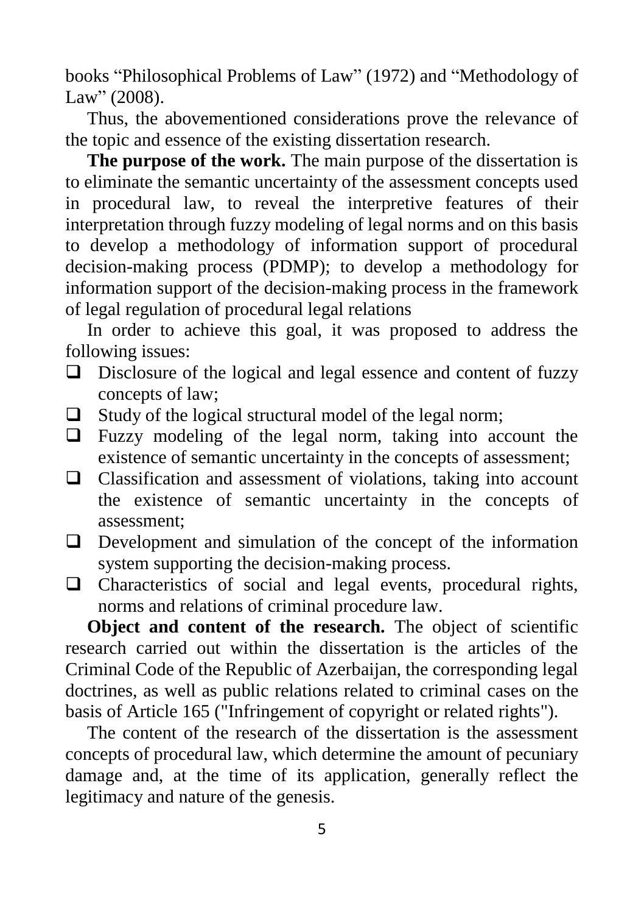books "Philosophical Problems of Law" (1972) and "Methodology of Law" (2008).

Thus, the abovementioned considerations prove the relevance of the topic and essence of the existing dissertation research.

**The purpose of the work.** The main purpose of the dissertation is to eliminate the semantic uncertainty of the assessment concepts used in procedural law, to reveal the interpretive features of their interpretation through fuzzy modeling of legal norms and on this basis to develop a methodology of information support of procedural decision-making process (PDMP); to develop a methodology for information support of the decision-making process in the framework of legal regulation of procedural legal relations

In order to achieve this goal, it was proposed to address the following issues:

- Disclosure of the logical and legal essence and content of fuzzy concepts of law;
- Study of the logical structural model of the legal norm;
- Fuzzy modeling of the legal norm, taking into account the existence of semantic uncertainty in the concepts of assessment;
- Classification and assessment of violations, taking into account the existence of semantic uncertainty in the concepts of assessment;
- Development and simulation of the concept of the information system supporting the decision-making process.
- Characteristics of social and legal events, procedural rights, norms and relations of criminal procedure law.

**Object and content of the research.** The object of scientific research carried out within the dissertation is the articles of the Criminal Code of the Republic of Azerbaijan, the corresponding legal doctrines, as well as public relations related to criminal cases on the basis of Article 165 ("Infringement of copyright or related rights").

The content of the research of the dissertation is the assessment concepts of procedural law, which determine the amount of pecuniary damage and, at the time of its application, generally reflect the legitimacy and nature of the genesis.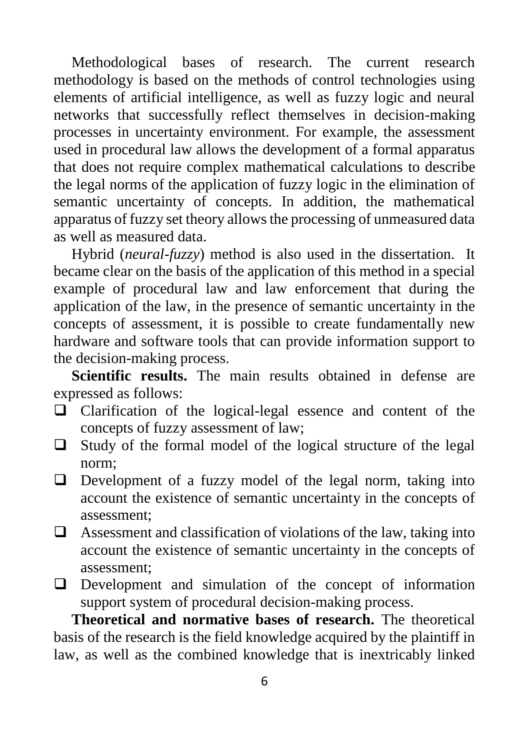Methodological bases of research. The current research methodology is based on the methods of control technologies using elements of artificial intelligence, as well as fuzzy logic and neural networks that successfully reflect themselves in decision-making processes in uncertainty environment. For example, the assessment used in procedural law allows the development of a formal apparatus that does not require complex mathematical calculations to describe the legal norms of the application of fuzzy logic in the elimination of semantic uncertainty of concepts. In addition, the mathematical apparatus of fuzzy set theory allows the processing of unmeasured data as well as measured data.

Hybrid (*neural-fuzzy*) method is also used in the dissertation. It became clear on the basis of the application of this method in a special example of procedural law and law enforcement that during the application of the law, in the presence of semantic uncertainty in the concepts of assessment, it is possible to create fundamentally new hardware and software tools that can provide information support to the decision-making process.

**Scientific results.** The main results obtained in defense are expressed as follows:

- Clarification of the logical-legal essence and content of the concepts of fuzzy assessment of law;
- Study of the formal model of the logical structure of the legal norm;
- Development of a fuzzy model of the legal norm, taking into account the existence of semantic uncertainty in the concepts of assessment;
- Assessment and classification of violations of the law, taking into account the existence of semantic uncertainty in the concepts of assessment;
- Development and simulation of the concept of information support system of procedural decision-making process.

**Theoretical and normative bases of research.** The theoretical basis of the research is the field knowledge acquired by the plaintiff in law, as well as the combined knowledge that is inextricably linked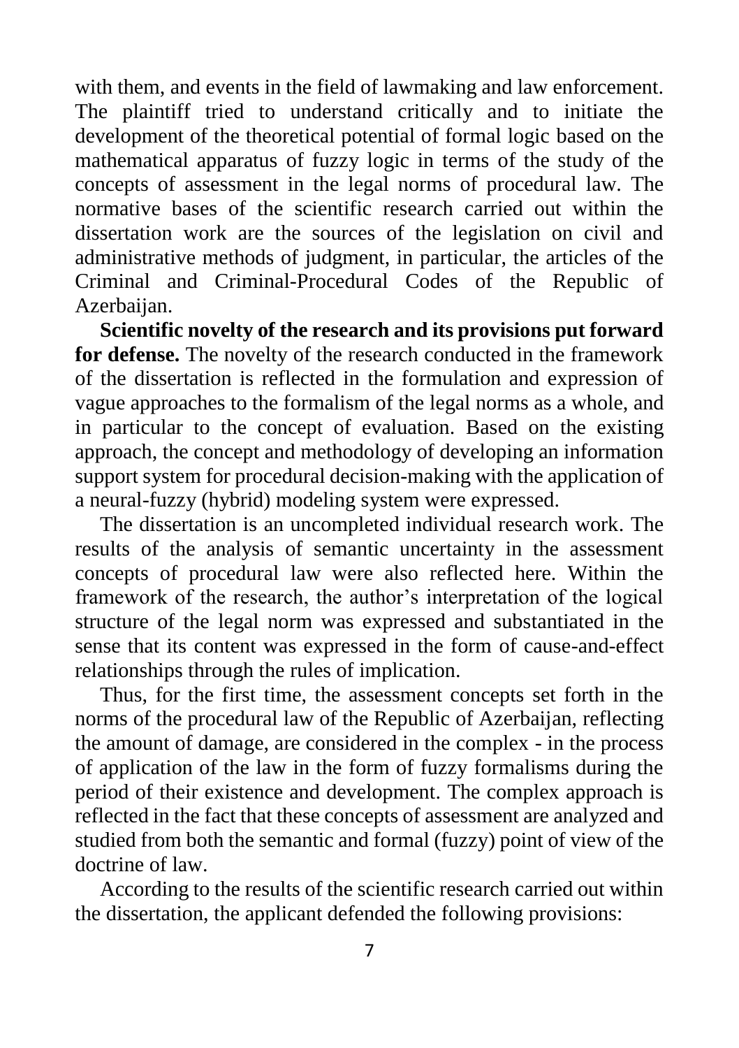with them, and events in the field of lawmaking and law enforcement. The plaintiff tried to understand critically and to initiate the development of the theoretical potential of formal logic based on the mathematical apparatus of fuzzy logic in terms of the study of the concepts of assessment in the legal norms of procedural law. The normative bases of the scientific research carried out within the dissertation work are the sources of the legislation on civil and administrative methods of judgment, in particular, the articles of the Criminal and Criminal-Procedural Codes of the Republic of Azerbaijan.

**Scientific novelty of the research and its provisions put forward for defense.** The novelty of the research conducted in the framework of the dissertation is reflected in the formulation and expression of vague approaches to the formalism of the legal norms as a whole, and in particular to the concept of evaluation. Based on the existing approach, the concept and methodology of developing an information support system for procedural decision-making with the application of a neural-fuzzy (hybrid) modeling system were expressed.

The dissertation is an uncompleted individual research work. The results of the analysis of semantic uncertainty in the assessment concepts of procedural law were also reflected here. Within the framework of the research, the author's interpretation of the logical structure of the legal norm was expressed and substantiated in the sense that its content was expressed in the form of cause-and-effect relationships through the rules of implication.

Thus, for the first time, the assessment concepts set forth in the norms of the procedural law of the Republic of Azerbaijan, reflecting the amount of damage, are considered in the complex - in the process of application of the law in the form of fuzzy formalisms during the period of their existence and development. The complex approach is reflected in the fact that these concepts of assessment are analyzed and studied from both the semantic and formal (fuzzy) point of view of the doctrine of law.

According to the results of the scientific research carried out within the dissertation, the applicant defended the following provisions: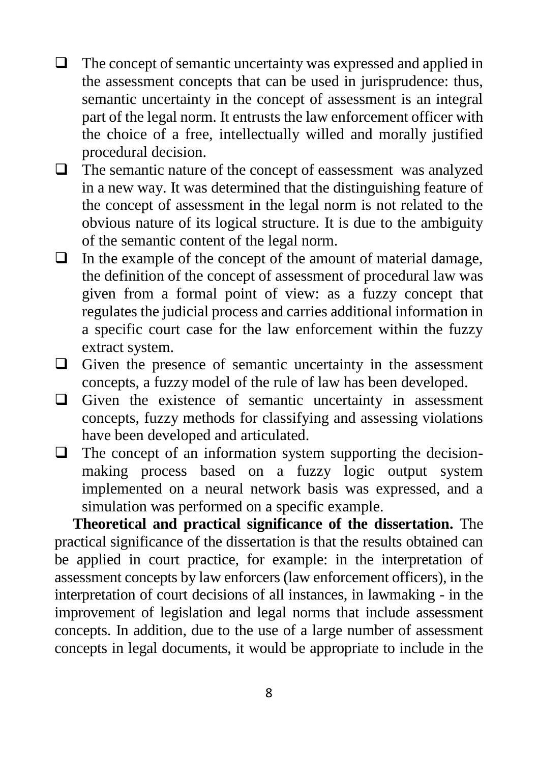- The concept of semantic uncertainty was expressed and applied in the assessment concepts that can be used in jurisprudence: thus, semantic uncertainty in the concept of assessment is an integral part of the legal norm. It entrusts the law enforcement officer with the choice of a free, intellectually willed and morally justified procedural decision.
- The semantic nature of the concept of eassessment was analyzed in a new way. It was determined that the distinguishing feature of the concept of assessment in the legal norm is not related to the obvious nature of its logical structure. It is due to the ambiguity of the semantic content of the legal norm.
- In the example of the concept of the amount of material damage, the definition of the concept of assessment of procedural law was given from a formal point of view: as a fuzzy concept that regulates the judicial process and carries additional information in a specific court case for the law enforcement within the fuzzy extract system.
- Given the presence of semantic uncertainty in the assessment concepts, a fuzzy model of the rule of law has been developed.
- Given the existence of semantic uncertainty in assessment concepts, fuzzy methods for classifying and assessing violations have been developed and articulated.
- The concept of an information system supporting the decision-making process based on a fuzzy logic output system implemented on a neural network basis was expressed, and a simulation was performed on a specific example.

**Theoretical and practical significance of the dissertation.** The practical significance of the dissertation is that the results obtained can be applied in court practice, for example: in the interpretation of assessment concepts by law enforcers (law enforcement officers), in the interpretation of court decisions of all instances, in lawmaking - in the improvement of legislation and legal norms that include assessment concepts. In addition, due to the use of a large number of assessment concepts in legal documents, it would be appropriate to include in the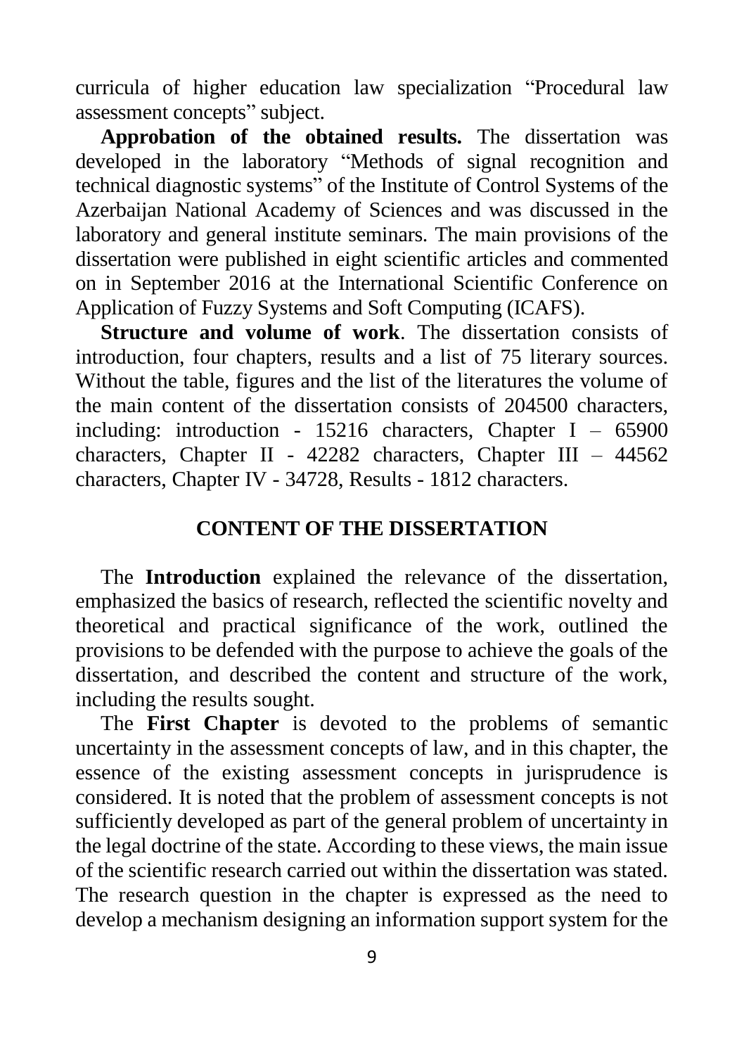curricula of higher education law specialization "Procedural law assessment concepts" subject.

**Approbation of the obtained results.** The dissertation was developed in the laboratory "Methods of signal recognition and technical diagnostic systems" of the Institute of Control Systems of the Azerbaijan National Academy of Sciences and was discussed in the laboratory and general institute seminars. The main provisions of the dissertation were published in eight scientific articles and commented on in September 2016 at the International Scientific Conference on Application of Fuzzy Systems and Soft Computing (ICAFS).

**Structure and volume of work**. The dissertation consists of introduction, four chapters, results and a list of 75 literary sources. Without the table, figures and the list of the literatures the volume of the main content of the dissertation consists of 204500 characters, including: introduction - 15216 characters, Chapter I – 65900 characters, Chapter II - 42282 characters, Chapter III – 44562 characters, Chapter IV - 34728, Results - 1812 characters.

## CONTENT OF THE DISSERTATION

The **Introduction** explained the relevance of the dissertation, emphasized the basics of research, reflected the scientific novelty and theoretical and practical significance of the work, outlined the provisions to be defended with the purpose to achieve the goals of the dissertation, and described the content and structure of the work, including the results sought.

The **First Chapter** is devoted to the problems of semantic uncertainty in the assessment concepts of law, and in this chapter, the essence of the existing assessment concepts in jurisprudence is considered. It is noted that the problem of assessment concepts is not sufficiently developed as part of the general problem of uncertainty in the legal doctrine of the state. According to these views, the main issue of the scientific research carried out within the dissertation was stated. The research question in the chapter is expressed as the need to develop a mechanism designing an information support system for the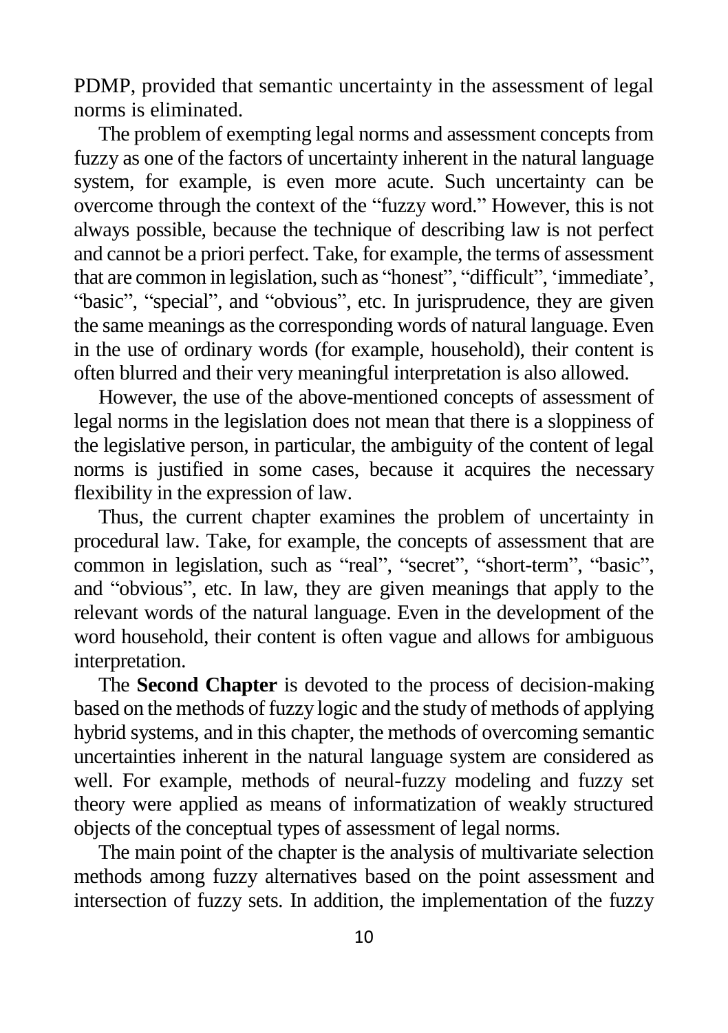PDMP, provided that semantic uncertainty in the assessment of legal norms is eliminated.

The problem of exempting legal norms and assessment concepts from fuzzy as one of the factors of uncertainty inherent in the natural language system, for example, is even more acute. Such uncertainty can be overcome through the context of the "fuzzy word." However, this is not always possible, because the technique of describing law is not perfect and cannot be a priori perfect. Take, for example, the terms of assessment that are common in legislation, such as "honest", "difficult", 'immediate', "basic", "special", and "obvious", etc. In jurisprudence, they are given the same meanings as the corresponding words of natural language. Even in the use of ordinary words (for example, household), their content is often blurred and their very meaningful interpretation is also allowed.

However, the use of the above-mentioned concepts of assessment of legal norms in the legislation does not mean that there is a sloppiness of the legislative person, in particular, the ambiguity of the content of legal norms is justified in some cases, because it acquires the necessary flexibility in the expression of law.

Thus, the current chapter examines the problem of uncertainty in procedural law. Take, for example, the concepts of assessment that are common in legislation, such as "real", "secret", "short-term", "basic", and "obvious", etc. In law, they are given meanings that apply to the relevant words of the natural language. Even in the development of the word household, their content is often vague and allows for ambiguous interpretation.

The **Second Chapter** is devoted to the process of decision-making based on the methods of fuzzy logic and the study of methods of applying hybrid systems, and in this chapter, the methods of overcoming semantic uncertainties inherent in the natural language system are considered as well. For example, methods of neural-fuzzy modeling and fuzzy set theory were applied as means of informatization of weakly structured objects of the conceptual types of assessment of legal norms.

The main point of the chapter is the analysis of multivariate selection methods among fuzzy alternatives based on the point assessment and intersection of fuzzy sets. In addition, the implementation of the fuzzy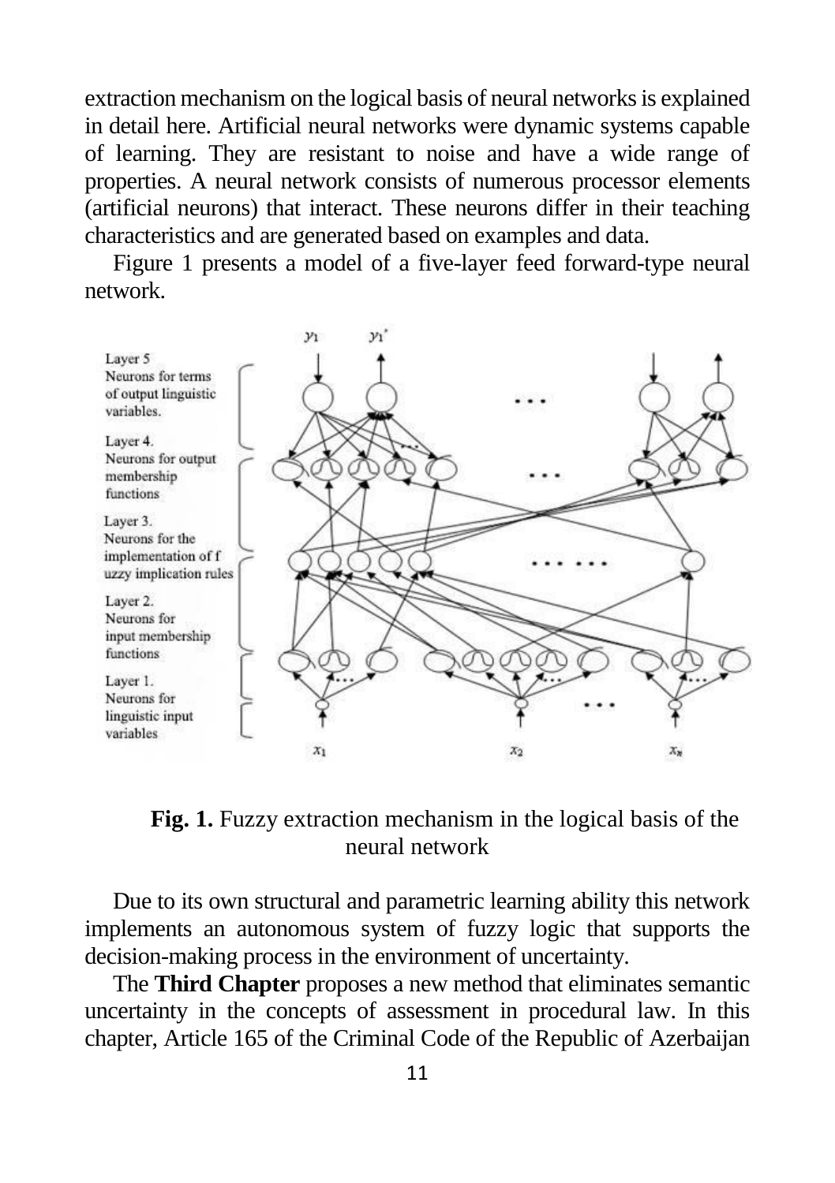extraction mechanism on the logical basis of neural networks is explained in detail here. Artificial neural networks were dynamic systems capable of learning. They are resistant to noise and have a wide range of properties. A neural network consists of numerous processor elements (artificial neurons) that interact. These neurons differ in their teaching characteristics and are generated based on examples and data.

Figure 1 presents a model of a five-layer feed forward-type neural network.

**Fig. 1.** Fuzzy extraction mechanism in the logical basis of the neural network

Due to its own structural and parametric learning ability this network implements an autonomous system of fuzzy logic that supports the decision-making process in the environment of uncertainty.

The **Third Chapter** proposes a new method that eliminates semantic uncertainty in the concepts of assessment in procedural law. In this chapter, Article 165 of the Criminal Code of the Republic of Azerbaijan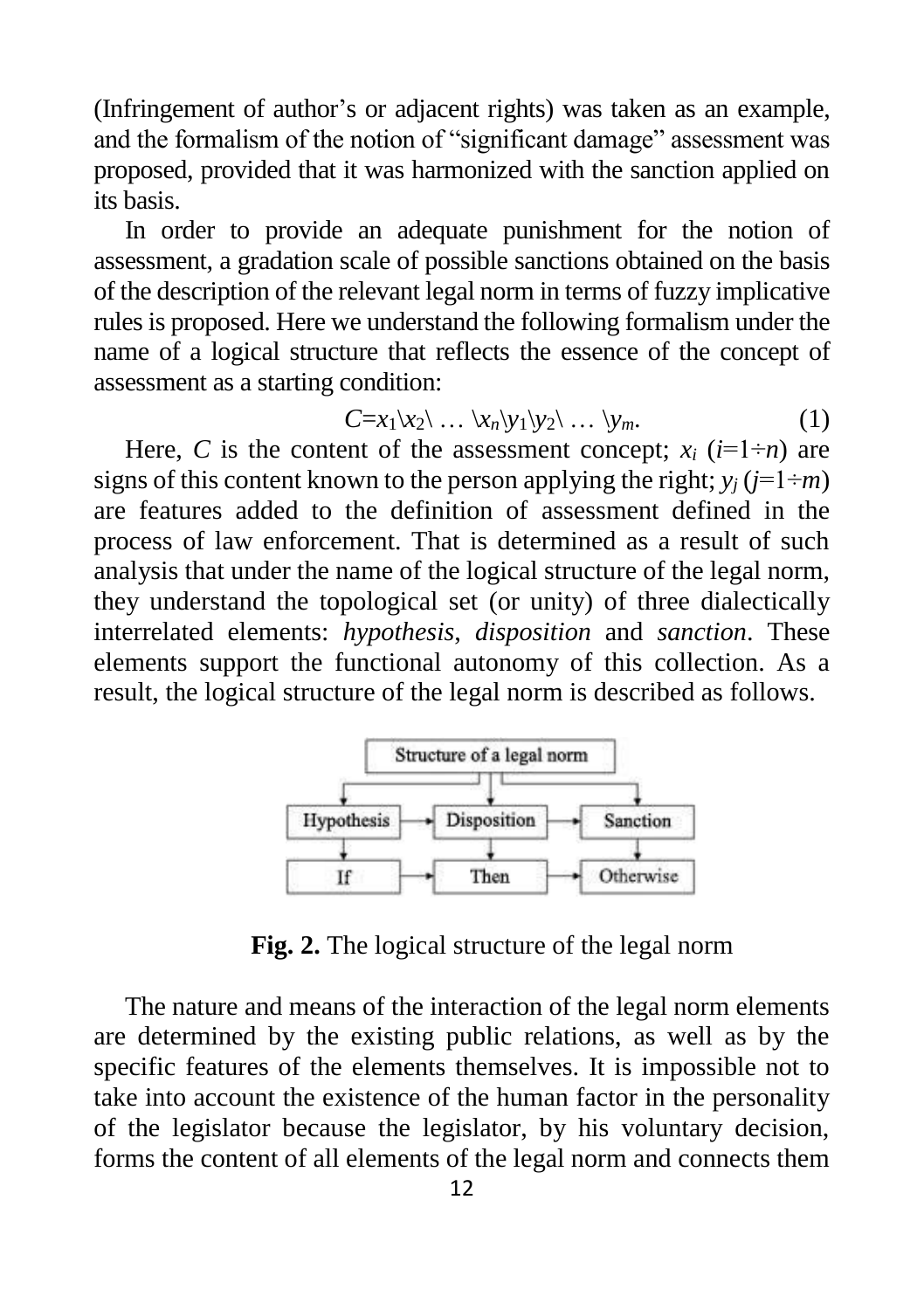(Infringement of author's or adjacent rights) was taken as an example, and the formalism of the notion of "significant damage" assessment was proposed, provided that it was harmonized with the sanction applied on its basis.

In order to provide an adequate punishment for the notion of assessment, a gradation scale of possible sanctions obtained on the basis of the description of the relevant legal norm in terms of fuzzy implicative rules is proposed. Here we understand the following formalism under the name of a logical structure that reflects the essence of the concept of assessment as a starting condition:

$$C=x_1 \backslash x_2 \backslash \dots \backslash x_n \backslash y_1 \backslash y_2 \backslash \dots \backslash y_m. \tag{1}$$

Here, $C$ is the content of the assessment concept; $x_i$ ($i=1 \div n$) are signs of this content known to the person applying the right; $y_j$ ($j=1 \div m$) are features added to the definition of assessment defined in the process of law enforcement. That is determined as a result of such analysis that under the name of the logical structure of the legal norm, they understand the topological set (or unity) of three dialectically interrelated elements: *hypothesis*, *disposition* and *sanction*. These elements support the functional autonomy of this collection. As a result, the logical structure of the legal norm is described as follows.

**Fig. 2.** The logical structure of the legal norm

The nature and means of the interaction of the legal norm elements are determined by the existing public relations, as well as by the specific features of the elements themselves. It is impossible not to take into account the existence of the human factor in the personality of the legislator because the legislator, by his voluntary decision, forms the content of all elements of the legal norm and connects them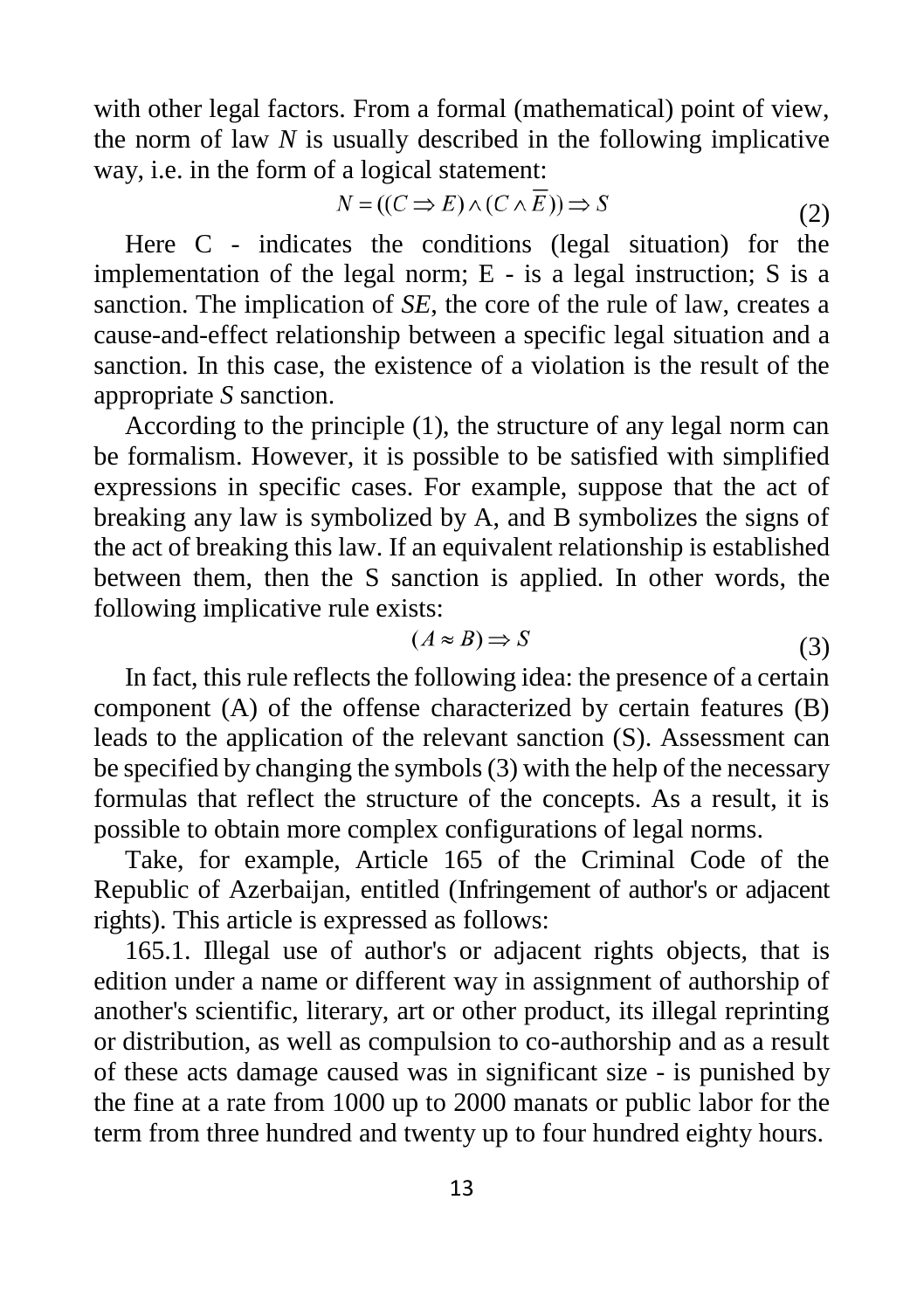with other legal factors. From a formal (mathematical) point of view, the norm of law *N* is usually described in the following implicative way, i.e. in the form of a logical statement:

$$N = ((C \Rightarrow E) \wedge (C \wedge \overline{E})) \Rightarrow S \tag{2}$$

Here C - indicates the conditions (legal situation) for the implementation of the legal norm; E - is a legal instruction; S is a sanction. The implication of *SE*, the core of the rule of law, creates a cause-and-effect relationship between a specific legal situation and a sanction. In this case, the existence of a violation is the result of the appropriate *S* sanction.

According to the principle (1), the structure of any legal norm can be formalism. However, it is possible to be satisfied with simplified expressions in specific cases. For example, suppose that the act of breaking any law is symbolized by A, and B symbolizes the signs of the act of breaking this law. If an equivalent relationship is established between them, then the S sanction is applied. In other words, the following implicative rule exists:

$$(A \approx B) \Rightarrow S \tag{3}$$

In fact, this rule reflects the following idea: the presence of a certain component (A) of the offense characterized by certain features (B) leads to the application of the relevant sanction (S). Assessment can be specified by changing the symbols (3) with the help of the necessary formulas that reflect the structure of the concepts. As a result, it is possible to obtain more complex configurations of legal norms.

Take, for example, Article 165 of the Criminal Code of the Republic of Azerbaijan, entitled (Infringement of author's or adjacent rights). This article is expressed as follows:

165.1. Illegal use of author's or adjacent rights objects, that is edition under a name or different way in assignment of authorship of another's scientific, literary, art or other product, its illegal reprinting or distribution, as well as compulsion to co-authorship and as a result of these acts damage caused was in significant size - is punished by the fine at a rate from 1000 up to 2000 manats or public labor for the term from three hundred and twenty up to four hundred eighty hours.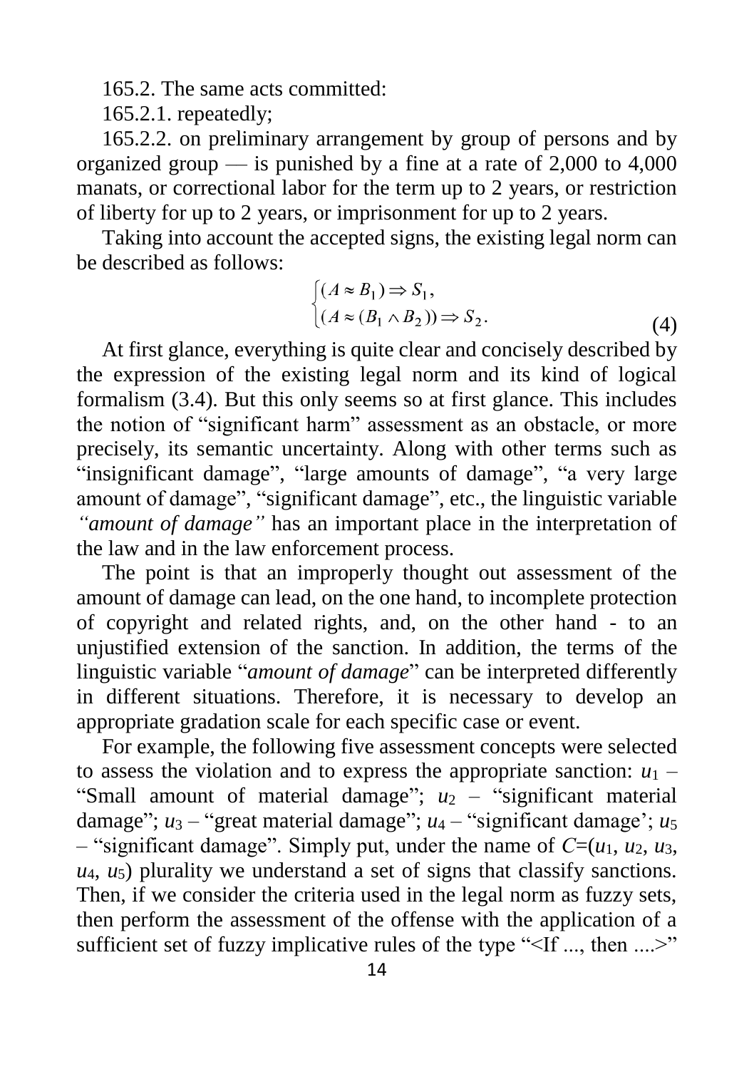165.2. The same acts committed:

165.2.1. repeatedly;

165.2.2. on preliminary arrangement by group of persons and by organized group — is punished by a fine at a rate of 2,000 to 4,000 manats, or correctional labor for the term up to 2 years, or restriction of liberty for up to 2 years, or imprisonment for up to 2 years.

Taking into account the accepted signs, the existing legal norm can be described as follows:

$$\begin{cases}(A \approx B_1) \Rightarrow S_1, \\ (A \approx (B_1 \wedge B_2)) \Rightarrow S_2.\end{cases} \tag{4}$$

At first glance, everything is quite clear and concisely described by the expression of the existing legal norm and its kind of logical formalism (3.4). But this only seems so at first glance. This includes the notion of "significant harm" assessment as an obstacle, or more precisely, its semantic uncertainty. Along with other terms such as "insignificant damage", "large amounts of damage", "a very large amount of damage", "significant damage", etc., the linguistic variable *"amount of damage"* has an important place in the interpretation of the law and in the law enforcement process.

The point is that an improperly thought out assessment of the amount of damage can lead, on the one hand, to incomplete protection of copyright and related rights, and, on the other hand - to an unjustified extension of the sanction. In addition, the terms of the linguistic variable "*amount of damage*" can be interpreted differently in different situations. Therefore, it is necessary to develop an appropriate gradation scale for each specific case or event.

For example, the following five assessment concepts were selected to assess the violation and to express the appropriate sanction: $u_1$ – "Small amount of material damage"; $u_2$ – "significant material damage"; $u_3$ – "great material damage"; $u_4$ – "significant damage'; $u_5$ – "significant damage". Simply put, under the name of $C=(u_1, u_2, u_3, u_4, u_5)$ plurality we understand a set of signs that classify sanctions. Then, if we consider the criteria used in the legal norm as fuzzy sets, then perform the assessment of the offense with the application of a sufficient set of fuzzy implicative rules of the type "<If ..., then ....>"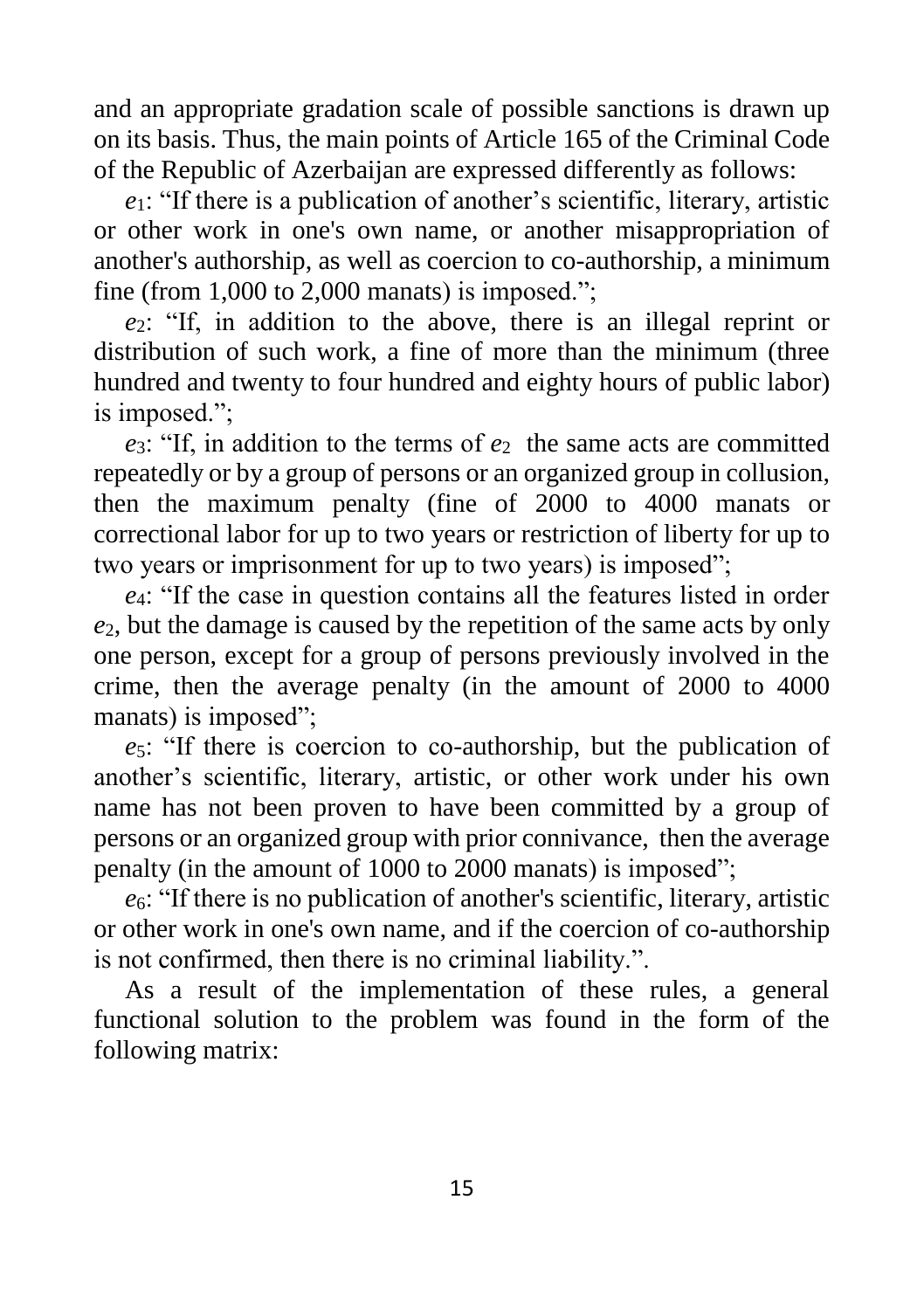and an appropriate gradation scale of possible sanctions is drawn up on its basis. Thus, the main points of Article 165 of the Criminal Code of the Republic of Azerbaijan are expressed differently as follows:

$e_1$: "If there is a publication of another's scientific, literary, artistic or other work in one's own name, or another misappropriation of another's authorship, as well as coercion to co-authorship, a minimum fine (from 1,000 to 2,000 manats) is imposed.";

$e_2$: "If, in addition to the above, there is an illegal reprint or distribution of such work, a fine of more than the minimum (three hundred and twenty to four hundred and eighty hours of public labor) is imposed.";

$e_3$: "If, in addition to the terms of $e_2$ the same acts are committed repeatedly or by a group of persons or an organized group in collusion, then the maximum penalty (fine of 2000 to 4000 manats or correctional labor for up to two years or restriction of liberty for up to two years or imprisonment for up to two years) is imposed";

$e_4$: "If the case in question contains all the features listed in order $e_2$, but the damage is caused by the repetition of the same acts by only one person, except for a group of persons previously involved in the crime, then the average penalty (in the amount of 2000 to 4000 manats) is imposed";

$e_5$: "If there is coercion to co-authorship, but the publication of another's scientific, literary, artistic, or other work under his own name has not been proven to have been committed by a group of persons or an organized group with prior connivance, then the average penalty (in the amount of 1000 to 2000 manats) is imposed";

$e_6$: "If there is no publication of another's scientific, literary, artistic or other work in one's own name, and if the coercion of co-authorship is not confirmed, then there is no criminal liability.".

As a result of the implementation of these rules, a general functional solution to the problem was found in the form of the following matrix: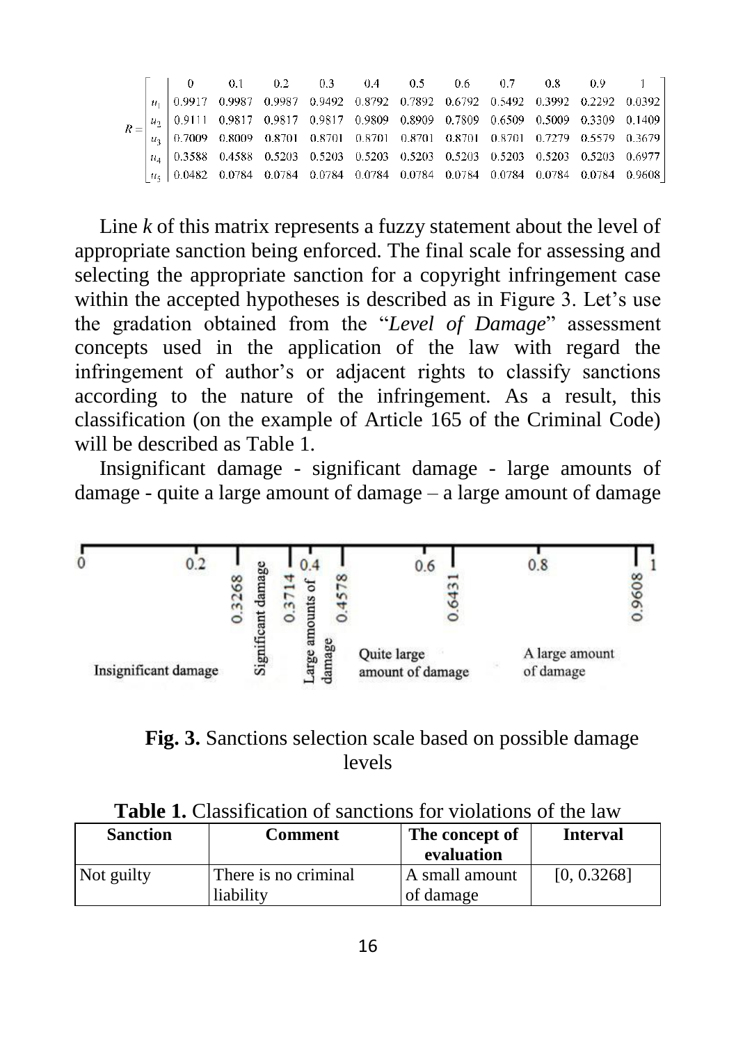$$R = \begin{bmatrix} & 0 & 0.1 & 0.2 & 0.3 & 0.4 & 0.5 & 0.6 & 0.7 & 0.8 & 0.9 & 1 \\ u_1 & 0.9917 & 0.9987 & 0.9987 & 0.9492 & 0.8792 & 0.7892 & 0.6792 & 0.5492 & 0.3992 & 0.2292 & 0.0392 \\ u_2 & 0.9111 & 0.9817 & 0.9817 & 0.9817 & 0.9809 & 0.8909 & 0.7809 & 0.6509 & 0.5009 & 0.3309 & 0.1409 \\ u_3 & 0.7009 & 0.8009 & 0.8701 & 0.8701 & 0.8701 & 0.8701 & 0.8701 & 0.8701 & 0.7279 & 0.5579 & 0.3679 \\ u_4 & 0.3588 & 0.4588 & 0.5203 & 0.5203 & 0.5203 & 0.5203 & 0.5203 & 0.5203 & 0.5203 & 0.5203 & 0.6977 \\ u_5 & 0.0482 & 0.0784 & 0.0784 & 0.0784 & 0.0784 & 0.0784 & 0.0784 & 0.0784 & 0.0784 & 0.0784 & 0.9608 \end{bmatrix}$$

Line *k* of this matrix represents a fuzzy statement about the level of appropriate sanction being enforced. The final scale for assessing and selecting the appropriate sanction for a copyright infringement case within the accepted hypotheses is described as in Figure 3. Let's use the gradation obtained from the "*Level of Damage*" assessment concepts used in the application of the law with regard the infringement of author's or adjacent rights to classify sanctions according to the nature of the infringement. As a result, this classification (on the example of Article 165 of the Criminal Code) will be described as Table 1.

Insignificant damage - significant damage - large amounts of damage - quite a large amount of damage – a large amount of damage

**Fig. 3.** Sanctions selection scale based on possible damage levels

**Table 1.** Classification of sanctions for violations of the law

| Sanction | Comment | The concept of evaluation | Interval |
|---|---|---|---|
| Not guilty | There is no criminal liability | A small amount of damage | [0, 0.3268] |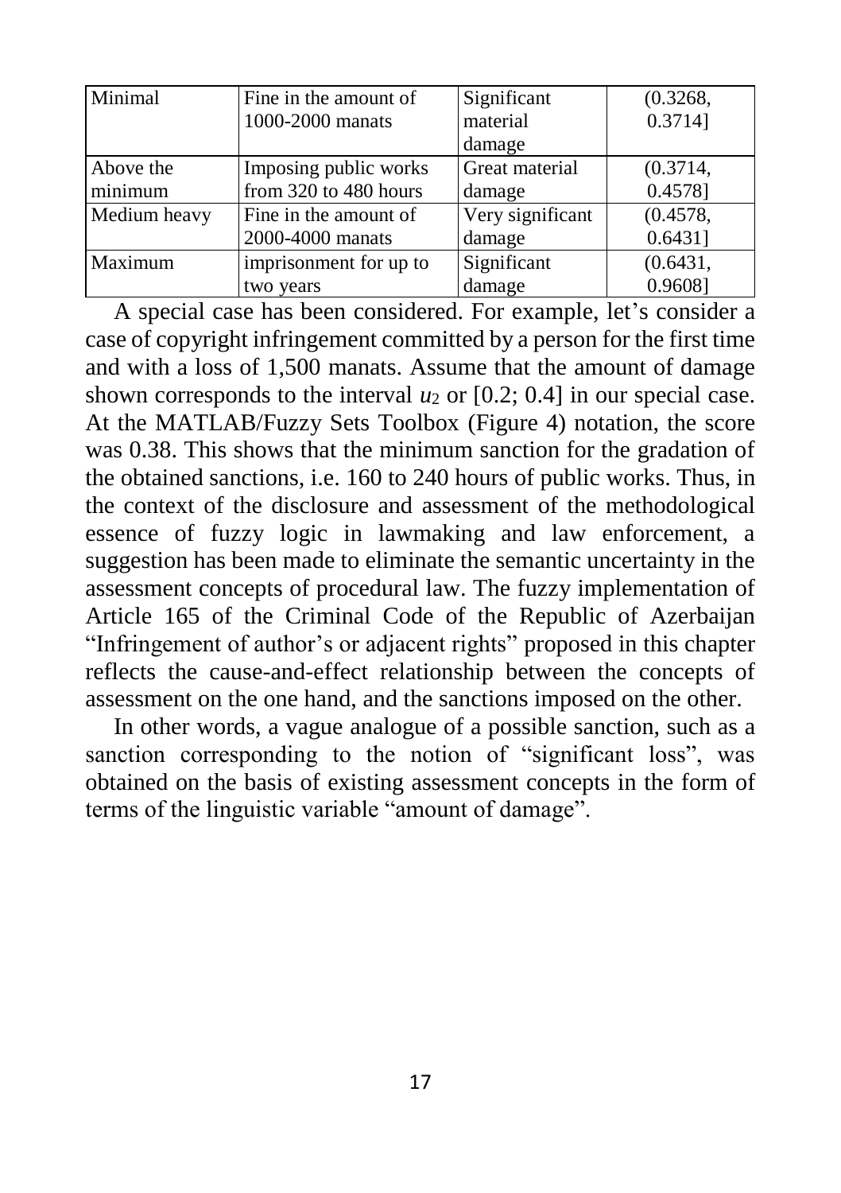| Minimal | Fine in the amount of 1000-2000 manats | Significant material damage | (0.3268, 0.3714] |
|---|---|---|---|
| Above the minimum | Imposing public works from 320 to 480 hours | Great material damage | (0.3714, 0.4578] |
| Medium heavy | Fine in the amount of 2000-4000 manats | Very significant damage | (0.4578, 0.6431] |
| Maximum | imprisonment for up to two years | Significant damage | (0.6431, 0.9608] |

A special case has been considered. For example, let's consider a case of copyright infringement committed by a person for the first time and with a loss of 1,500 manats. Assume that the amount of damage shown corresponds to the interval $u_2$ or [0.2; 0.4] in our special case. At the MATLAB/Fuzzy Sets Toolbox (Figure 4) notation, the score was 0.38. This shows that the minimum sanction for the gradation of the obtained sanctions, i.e. 160 to 240 hours of public works. Thus, in the context of the disclosure and assessment of the methodological essence of fuzzy logic in lawmaking and law enforcement, a suggestion has been made to eliminate the semantic uncertainty in the assessment concepts of procedural law. The fuzzy implementation of Article 165 of the Criminal Code of the Republic of Azerbaijan "Infringement of author's or adjacent rights" proposed in this chapter reflects the cause-and-effect relationship between the concepts of assessment on the one hand, and the sanctions imposed on the other.

In other words, a vague analogue of a possible sanction, such as a sanction corresponding to the notion of "significant loss", was obtained on the basis of existing assessment concepts in the form of terms of the linguistic variable "amount of damage".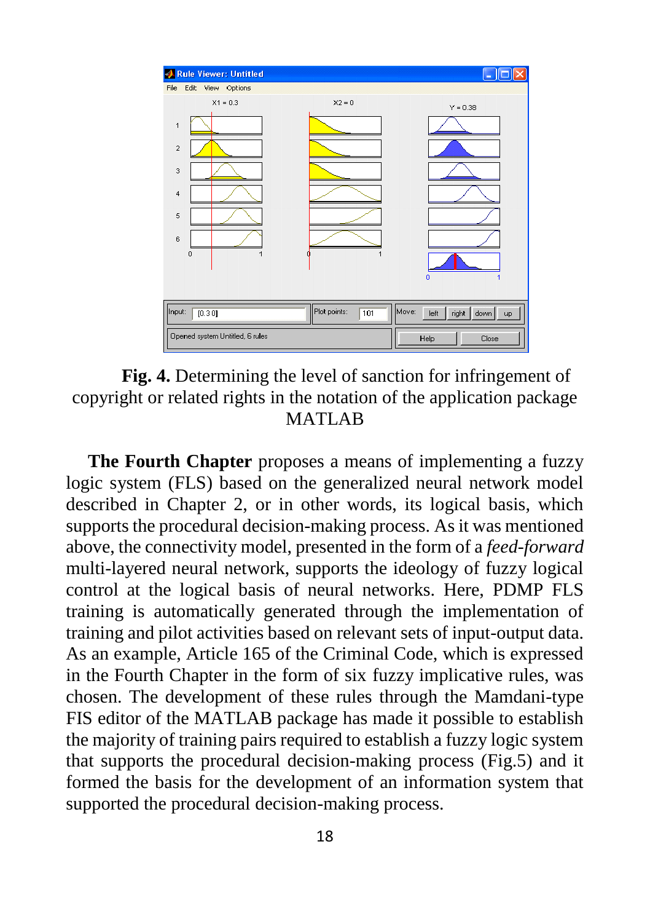**Fig. 4.** Determining the level of sanction for infringement of copyright or related rights in the notation of the application package MATLAB

**The Fourth Chapter** proposes a means of implementing a fuzzy logic system (FLS) based on the generalized neural network model described in Chapter 2, or in other words, its logical basis, which supports the procedural decision-making process. As it was mentioned above, the connectivity model, presented in the form of a *feed-forward* multi-layered neural network, supports the ideology of fuzzy logical control at the logical basis of neural networks. Here, PDMP FLS training is automatically generated through the implementation of training and pilot activities based on relevant sets of input-output data. As an example, Article 165 of the Criminal Code, which is expressed in the Fourth Chapter in the form of six fuzzy implicative rules, was chosen. The development of these rules through the Mamdani-type FIS editor of the MATLAB package has made it possible to establish the majority of training pairs required to establish a fuzzy logic system that supports the procedural decision-making process (Fig.5) and it formed the basis for the development of an information system that supported the procedural decision-making process.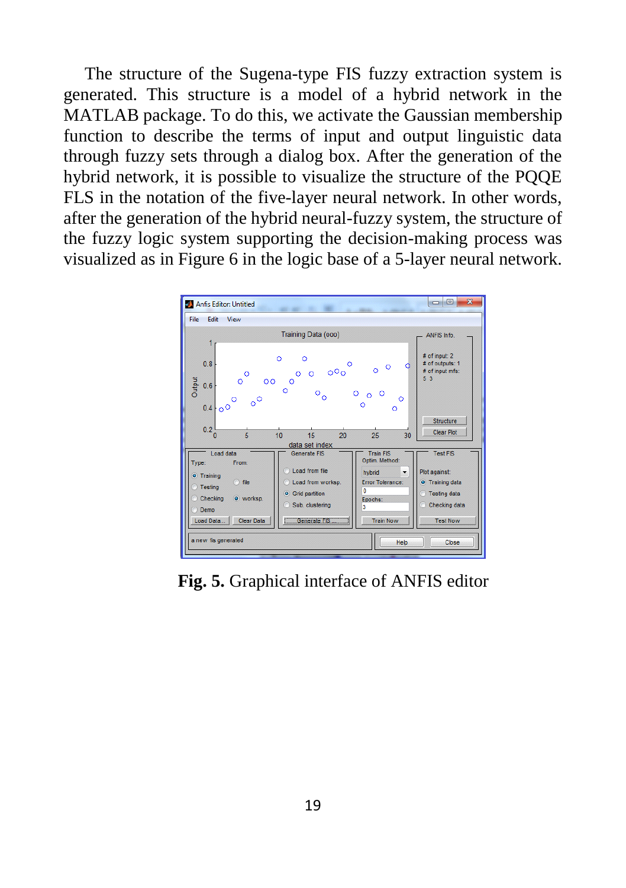The structure of the Sugena-type FIS fuzzy extraction system is generated. This structure is a model of a hybrid network in the MATLAB package. To do this, we activate the Gaussian membership function to describe the terms of input and output linguistic data through fuzzy sets through a dialog box. After the generation of the hybrid network, it is possible to visualize the structure of the PQQE FLS in the notation of the five-layer neural network. In other words, after the generation of the hybrid neural-fuzzy system, the structure of the fuzzy logic system supporting the decision-making process was visualized as in Figure 6 in the logic base of a 5-layer neural network.

**Fig. 5.** Graphical interface of ANFIS editor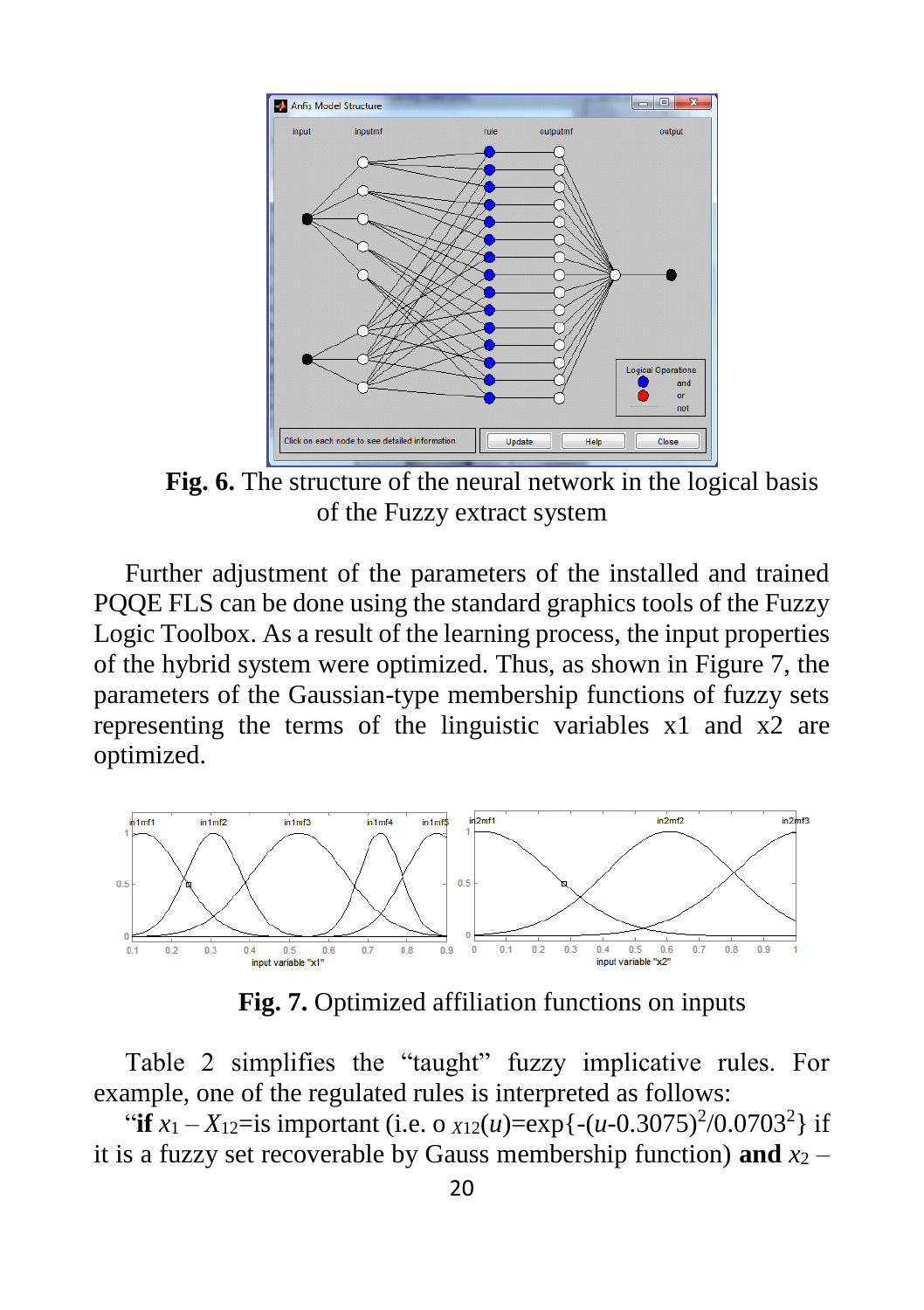**Fig. 6.** The structure of the neural network in the logical basis of the Fuzzy extract system

Further adjustment of the parameters of the installed and trained PQQE FLS can be done using the standard graphics tools of the Fuzzy Logic Toolbox. As a result of the learning process, the input properties of the hybrid system were optimized. Thus, as shown in Figure 7, the parameters of the Gaussian-type membership functions of fuzzy sets representing the terms of the linguistic variables x1 and x2 are optimized.

**Fig. 7.** Optimized affiliation functions on inputs

Table 2 simplifies the "taught" fuzzy implicative rules. For example, one of the regulated rules is interpreted as follows:

"**if** $x_1 - X_{12}$=is important (i.e. o $_{X12}(u)$=exp{-($u$-0.3075)$^2$/0.0703$^2$} if it is a fuzzy set recoverable by Gauss membership function) **and** $x_2$ –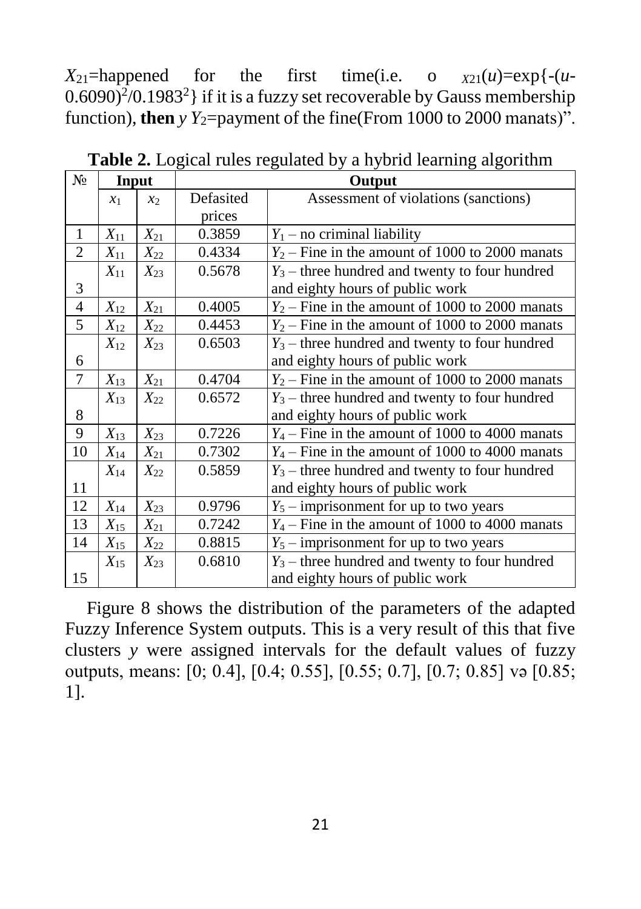$X_{21}$=happened for the first time(i.e. o $_{X21}(u)$=exp{-($u$-0.6090)$^2$/0.1983$^2$} if it is a fuzzy set recoverable by Gauss membership function), **then** $y$ $Y_2$=payment of the fine(From 1000 to 2000 manats)".

**Table 2.** Logical rules regulated by a hybrid learning algorithm

| № | Input | | Output | |
|---|---|---|---|---|
| | $x_1$ | $x_2$ | Defasited prices | Assessment of violations (sanctions) |
| 1 | $X_{11}$ | $X_{21}$ | 0.3859 | $Y_1$ – no criminal liability |
| 2 | $X_{11}$ | $X_{22}$ | 0.4334 | $Y_2$ – Fine in the amount of 1000 to 2000 manats |
| 3 | $X_{11}$ | $X_{23}$ | 0.5678 | $Y_3$ – three hundred and twenty to four hundred and eighty hours of public work |
| 4 | $X_{12}$ | $X_{21}$ | 0.4005 | $Y_2$ – Fine in the amount of 1000 to 2000 manats |
| 5 | $X_{12}$ | $X_{22}$ | 0.4453 | $Y_2$ – Fine in the amount of 1000 to 2000 manats |
| 6 | $X_{12}$ | $X_{23}$ | 0.6503 | $Y_3$ – three hundred and twenty to four hundred and eighty hours of public work |
| 7 | $X_{13}$ | $X_{21}$ | 0.4704 | $Y_2$ – Fine in the amount of 1000 to 2000 manats |
| 8 | $X_{13}$ | $X_{22}$ | 0.6572 | $Y_3$ – three hundred and twenty to four hundred and eighty hours of public work |
| 9 | $X_{13}$ | $X_{23}$ | 0.7226 | $Y_4$ – Fine in the amount of 1000 to 4000 manats |
| 10 | $X_{14}$ | $X_{21}$ | 0.7302 | $Y_4$ – Fine in the amount of 1000 to 4000 manats |
| 11 | $X_{14}$ | $X_{22}$ | 0.5859 | $Y_3$ – three hundred and twenty to four hundred and eighty hours of public work |
| 12 | $X_{14}$ | $X_{23}$ | 0.9796 | $Y_5$ – imprisonment for up to two years |
| 13 | $X_{15}$ | $X_{21}$ | 0.7242 | $Y_4$ – Fine in the amount of 1000 to 4000 manats |
| 14 | $X_{15}$ | $X_{22}$ | 0.8815 | $Y_5$ – imprisonment for up to two years |
| 15 | $X_{15}$ | $X_{23}$ | 0.6810 | $Y_3$ – three hundred and twenty to four hundred and eighty hours of public work |

Figure 8 shows the distribution of the parameters of the adapted Fuzzy Inference System outputs. This is a very result of this that five clusters $y$ were assigned intervals for the default values of fuzzy outputs, means: [0; 0.4], [0.4; 0.55], [0.55; 0.7], [0.7; 0.85] və [0.85; 1].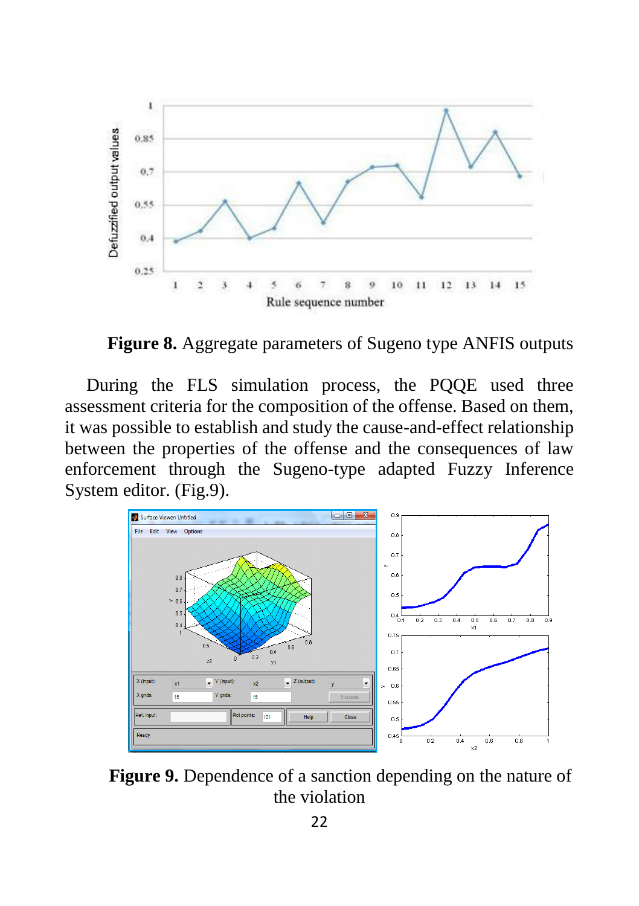**Figure 8.** Aggregate parameters of Sugeno type ANFIS outputs

During the FLS simulation process, the PQQE used three assessment criteria for the composition of the offense. Based on them, it was possible to establish and study the cause-and-effect relationship between the properties of the offense and the consequences of law enforcement through the Sugeno-type adapted Fuzzy Inference System editor. (Fig.9).

**Figure 9.** Dependence of a sanction depending on the nature of the violation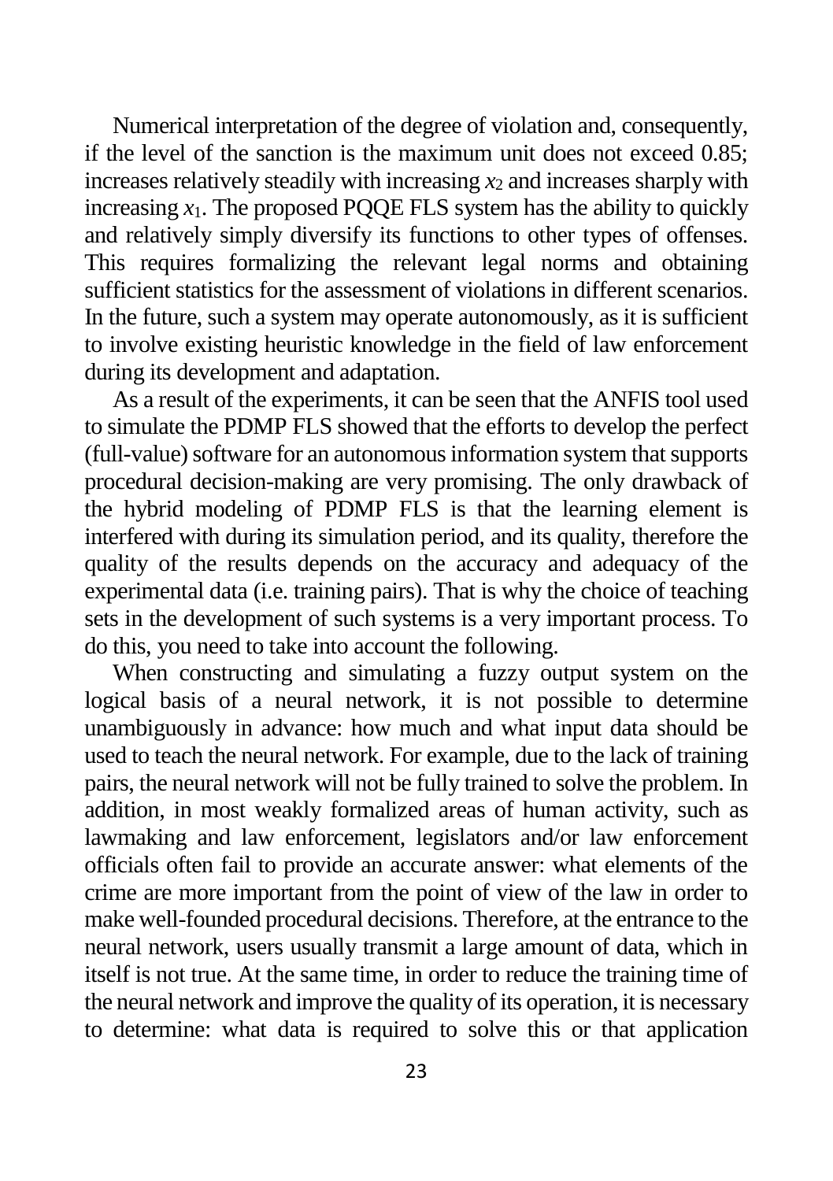Numerical interpretation of the degree of violation and, consequently, if the level of the sanction is the maximum unit does not exceed 0.85; increases relatively steadily with increasing $x_2$ and increases sharply with increasing $x_1$. The proposed PQQE FLS system has the ability to quickly and relatively simply diversify its functions to other types of offenses. This requires formalizing the relevant legal norms and obtaining sufficient statistics for the assessment of violations in different scenarios. In the future, such a system may operate autonomously, as it is sufficient to involve existing heuristic knowledge in the field of law enforcement during its development and adaptation.

As a result of the experiments, it can be seen that the ANFIS tool used to simulate the PDMP FLS showed that the efforts to develop the perfect (full-value) software for an autonomous information system that supports procedural decision-making are very promising. The only drawback of the hybrid modeling of PDMP FLS is that the learning element is interfered with during its simulation period, and its quality, therefore the quality of the results depends on the accuracy and adequacy of the experimental data (i.e. training pairs). That is why the choice of teaching sets in the development of such systems is a very important process. To do this, you need to take into account the following.

When constructing and simulating a fuzzy output system on the logical basis of a neural network, it is not possible to determine unambiguously in advance: how much and what input data should be used to teach the neural network. For example, due to the lack of training pairs, the neural network will not be fully trained to solve the problem. In addition, in most weakly formalized areas of human activity, such as lawmaking and law enforcement, legislators and/or law enforcement officials often fail to provide an accurate answer: what elements of the crime are more important from the point of view of the law in order to make well-founded procedural decisions. Therefore, at the entrance to the neural network, users usually transmit a large amount of data, which in itself is not true. At the same time, in order to reduce the training time of the neural network and improve the quality of its operation, it is necessary to determine: what data is required to solve this or that application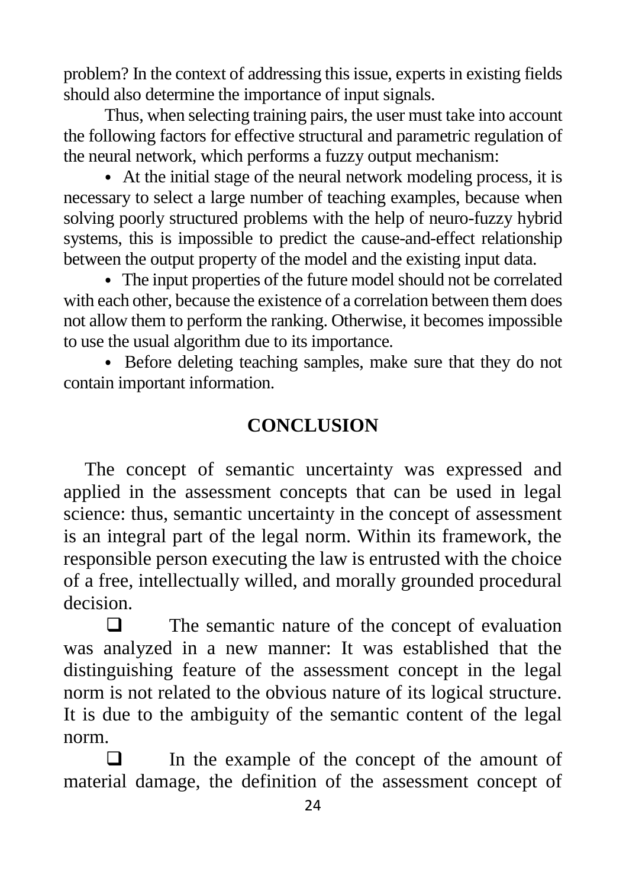problem? In the context of addressing this issue, experts in existing fields should also determine the importance of input signals.

Thus, when selecting training pairs, the user must take into account the following factors for effective structural and parametric regulation of the neural network, which performs a fuzzy output mechanism:

- At the initial stage of the neural network modeling process, it is necessary to select a large number of teaching examples, because when solving poorly structured problems with the help of neuro-fuzzy hybrid systems, this is impossible to predict the cause-and-effect relationship between the output property of the model and the existing input data.
- The input properties of the future model should not be correlated with each other, because the existence of a correlation between them does not allow them to perform the ranking. Otherwise, it becomes impossible to use the usual algorithm due to its importance.
- Before deleting teaching samples, make sure that they do not contain important information.

## CONCLUSION

The concept of semantic uncertainty was expressed and applied in the assessment concepts that can be used in legal science: thus, semantic uncertainty in the concept of assessment is an integral part of the legal norm. Within its framework, the responsible person executing the law is entrusted with the choice of a free, intellectually willed, and morally grounded procedural decision.

- The semantic nature of the concept of evaluation was analyzed in a new manner: It was established that the distinguishing feature of the assessment concept in the legal norm is not related to the obvious nature of its logical structure. It is due to the ambiguity of the semantic content of the legal norm.
- In the example of the concept of the amount of material damage, the definition of the assessment concept of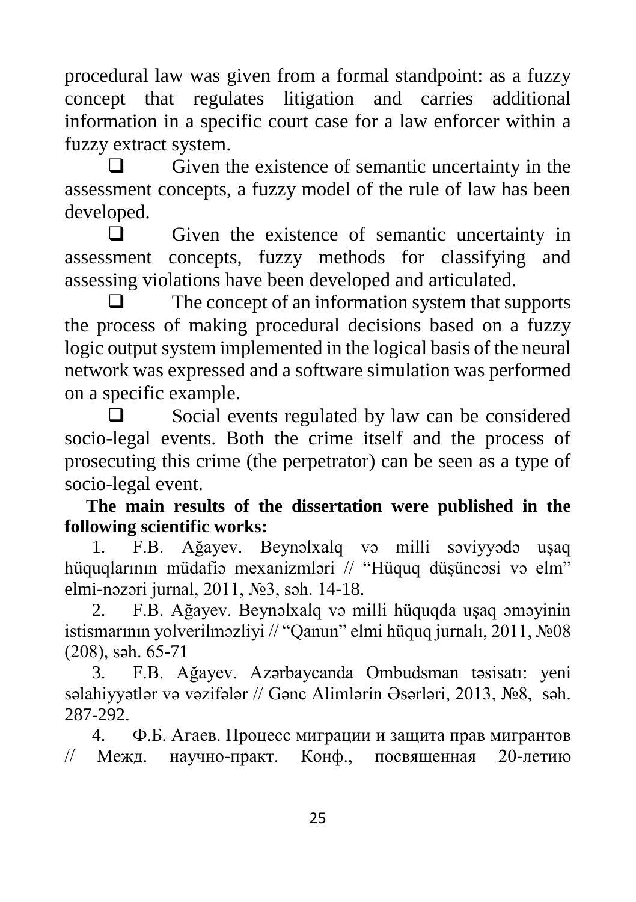procedural law was given from a formal standpoint: as a fuzzy concept that regulates litigation and carries additional information in a specific court case for a law enforcer within a fuzzy extract system.

- Given the existence of semantic uncertainty in the assessment concepts, a fuzzy model of the rule of law has been developed.
- Given the existence of semantic uncertainty in assessment concepts, fuzzy methods for classifying and assessing violations have been developed and articulated.
- The concept of an information system that supports the process of making procedural decisions based on a fuzzy logic output system implemented in the logical basis of the neural network was expressed and a software simulation was performed on a specific example.
- Social events regulated by law can be considered socio-legal events. Both the crime itself and the process of prosecuting this crime (the perpetrator) can be seen as a type of socio-legal event.

**The main results of the dissertation were published in the following scientific works:**

1. F.B. Ağayev. Beynəlxalq və milli səviyyədə uşaq hüquqlarının müdafiə mexanizmləri // "Hüquq düşüncəsi və elm" elmi-nəzəri jurnal, 2011, №3, səh. 14-18.
2. F.B. Ağayev. Beynəlxalq və milli hüququda uşaq əməyinin istismarının yolverilməzliyi // "Qanun" elmi hüquq jurnalı, 2011, №08 (208), səh. 65-71
3. F.B. Ağayev. Azərbaycanda Ombudsman təsisatı: yeni səlahiyyətlər və vəzifələr // Gənc Alimlərin Əsərləri, 2013, №8, səh. 287-292.
4. Ф.Б. Агаев. Процесс миграции и защита прав мигрантов // Межд. научно-практ. Конф., посвященная 20-летию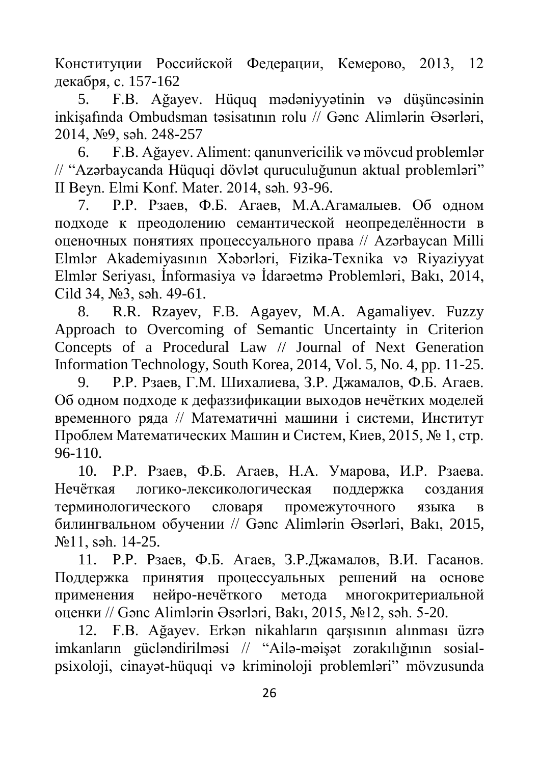Конституции Российской Федерации, Кемерово, 2013, 12 декабря, с. 157-162

5. F.B. Ağayev. Hüquq mədəniyyətinin və düşüncəsinin inkişafında Ombudsman təsisatının rolu // Gənc Alimlərin Əsərləri, 2014, №9, səh. 248-257

6. F.B. Ağayev. Aliment: qanunvericilik və mövcud problemlər // "Azərbaycanda Hüquqi dövlət quruculuğunun aktual problemləri" II Beyn. Elmi Konf. Mater. 2014, səh. 93-96.

7. Р.Р. Рзаев, Ф.Б. Агаев, М.А.Агамалыев. Об одном подходе к преодолению семантической неопределённости в оценочных понятиях процессуального права // Azərbaycan Milli Elmlər Akademiyasının Xəbərləri, Fizika-Texnika və Riyaziyyat Elmlər Seriyası, İnformasiya və İdarəetmə Problemləri, Bakı, 2014, Cild 34, №3, səh. 49-61.

8. R.R. Rzayev, F.B. Agayev, M.A. Agamaliyev. Fuzzy Approach to Overcoming of Semantic Uncertainty in Criterion Concepts of a Procedural Law // Journal of Next Generation Information Technology, South Korea, 2014, Vol. 5, No. 4, pp. 11-25.

9. Р.Р. Рзаев, Г.М. Шихалиева, З.Р. Джамалов, Ф.Б. Агаев. Об одном подходе к дефаззификации выходов нечётких моделей временного ряда // Математичні машини і системи, Институт Проблем Математических Машин и Систем, Киев, 2015, № 1, стр. 96-110.

10. Р.Р. Рзаев, Ф.Б. Агаев, Н.А. Умарова, И.Р. Рзаева. Нечёткая логико-лексикологическая поддержка создания терминологического словаря промежуточного языка в билингвальном обучении // Gənc Alimlərin Əsərləri, Bakı, 2015, №11, səh. 14-25.

11. Р.Р. Рзаев, Ф.Б. Агаев, З.Р.Джамалов, В.И. Гасанов. Поддержка принятия процессуальных решений на основе применения нейро-нечёткого метода многокритериальной оценки // Gənc Alimlərin Əsərləri, Bakı, 2015, №12, səh. 5-20.

12. F.B. Ağayev. Erkən nikahların qarşısının alınması üzrə imkanların gücləndirilməsi // "Ailə-məişət zorakılığının sosial-psixoloji, cinayət-hüquqi və kriminoloji problemləri" mövzusunda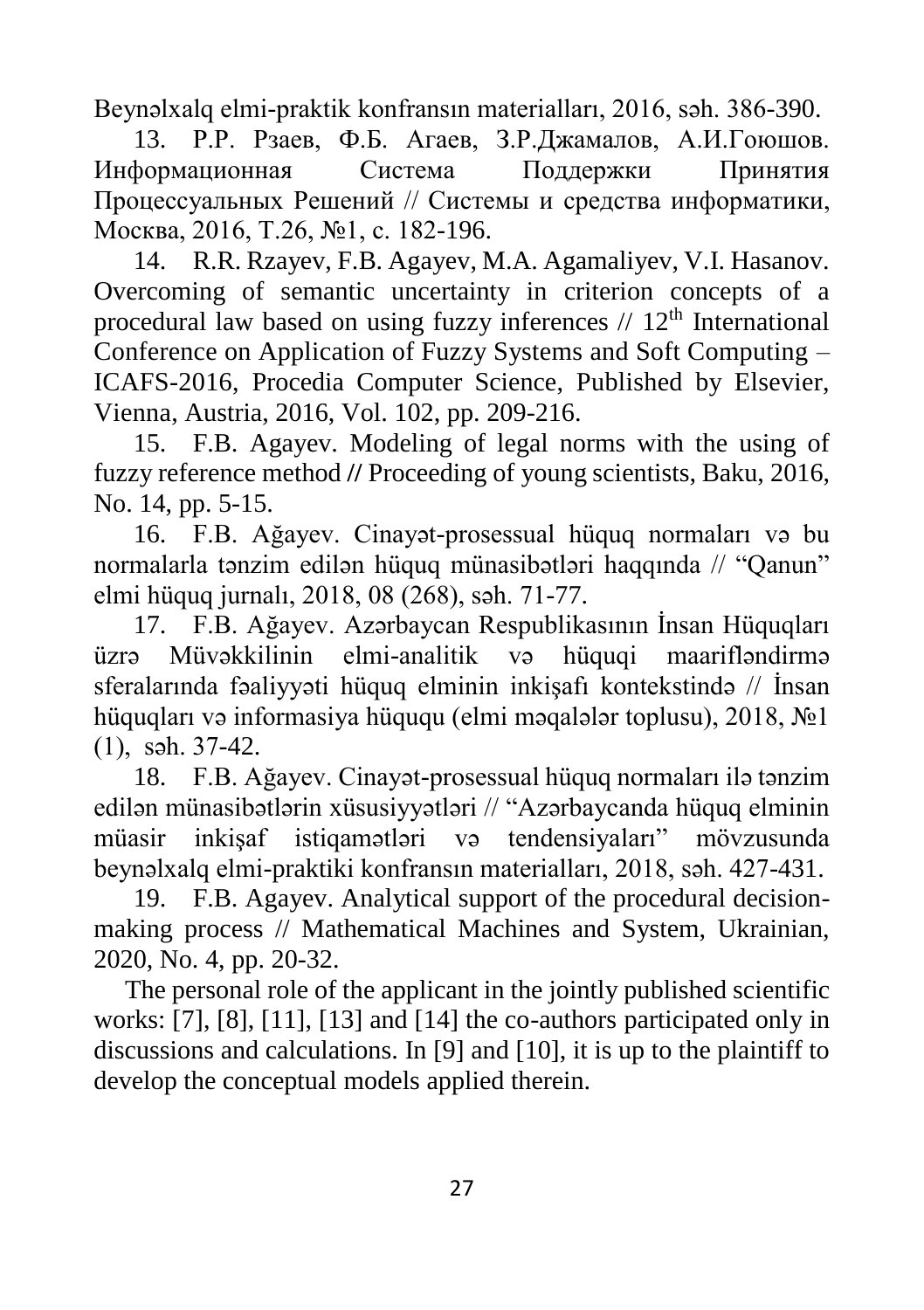Beynəlxalq elmi-praktik konfransın materialları, 2016, səh. 386-390.

13. Р.Р. Рзаев, Ф.Б. Агаев, З.Р.Джамалов, А.И.Гоюшов. Информационная Система Поддержки Принятия Процессуальных Решений // Системы и средства информатики, Москва, 2016, Т.26, №1, с. 182-196.

14. R.R. Rzayev, F.B. Agayev, M.A. Agamaliyev, V.I. Hasanov. Overcoming of semantic uncertainty in criterion concepts of a procedural law based on using fuzzy inferences // 12th International Conference on Application of Fuzzy Systems and Soft Computing – ICAFS-2016, Procedia Computer Science, Published by Elsevier, Vienna, Austria, 2016, Vol. 102, pp. 209-216.

15. F.B. Agayev. Modeling of legal norms with the using of fuzzy reference method **//** Proceeding of young scientists, Baku, 2016, No. 14, pp. 5-15.

16. F.B. Ağayev. Cinayət-prosessual hüquq normaları və bu normalarla tənzim edilən hüquq münasibətləri haqqında // "Qanun" elmi hüquq jurnalı, 2018, 08 (268), səh. 71-77.

17. F.B. Ağayev. Azərbaycan Respublikasının İnsan Hüquqları üzrə Müvəkkilinin elmi-analitik və hüquqi maarifləndirmə sferalarında fəaliyyəti hüquq elminin inkişafı kontekstində // İnsan hüquqları və informasiya hüququ (elmi məqalələr toplusu), 2018, №1 (1), səh. 37-42.

18. F.B. Ağayev. Cinayət-prosessual hüquq normaları ilə tənzim edilən münasibətlərin xüsusiyyətləri // "Azərbaycanda hüquq elminin müasir inkişaf istiqamətləri və tendensiyaları" mövzusunda beynəlxalq elmi-praktiki konfransın materialları, 2018, səh. 427-431.

19. F.B. Agayev. Analytical support of the procedural decision-making process // Mathematical Machines and System, Ukrainian, 2020, No. 4, pp. 20-32.

The personal role of the applicant in the jointly published scientific works: [7], [8], [11], [13] and [14] the co-authors participated only in discussions and calculations. In [9] and [10], it is up to the plaintiff to develop the conceptual models applied therein.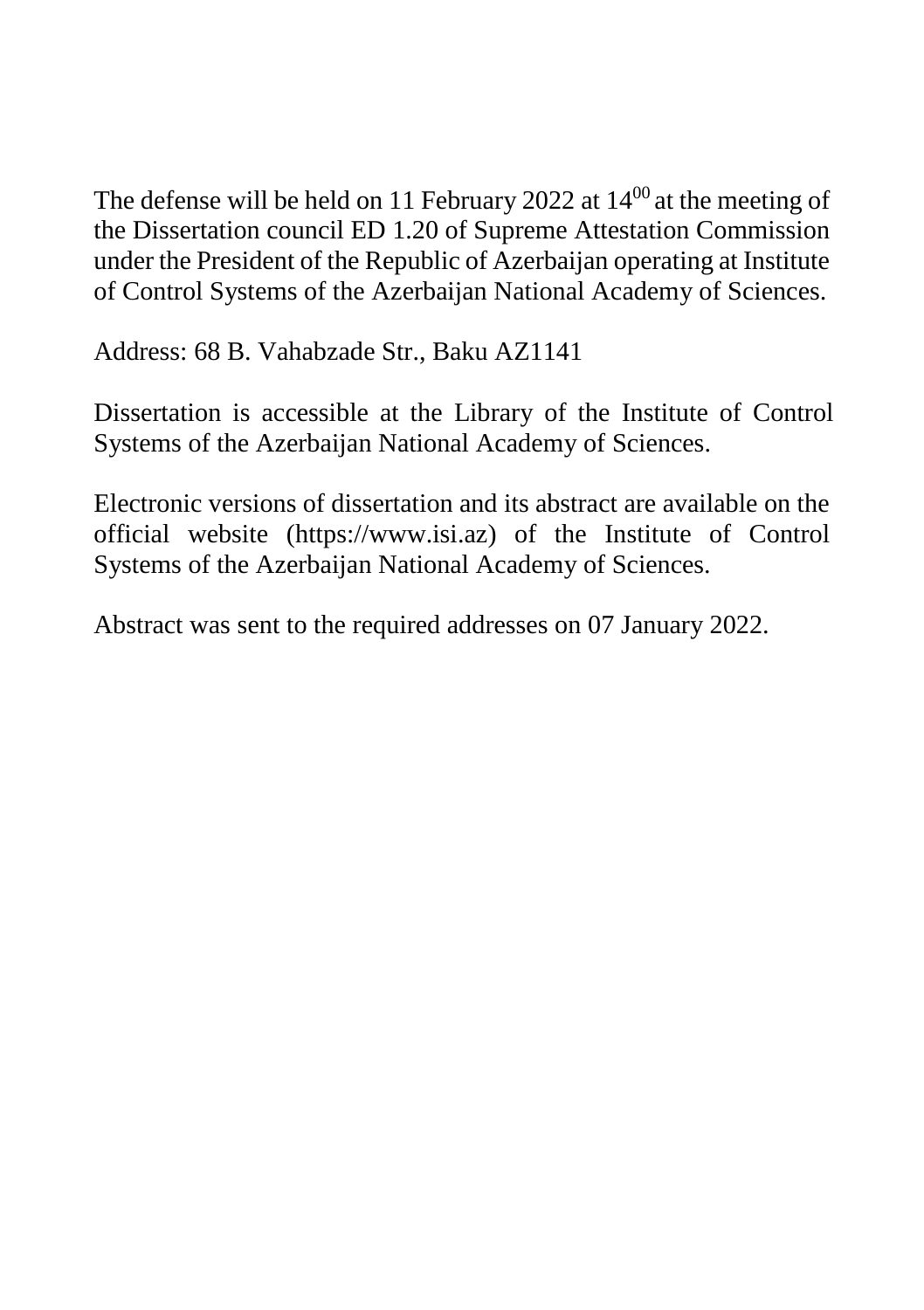The defense will be held on 11 February 2022 at $14^{00}$ at the meeting of the Dissertation council ED 1.20 of Supreme Attestation Commission under the President of the Republic of Azerbaijan operating at Institute of Control Systems of the Azerbaijan National Academy of Sciences.

Address: 68 B. Vahabzade Str., Baku AZ1141

Dissertation is accessible at the Library of the Institute of Control Systems of the Azerbaijan National Academy of Sciences.

Electronic versions of dissertation and its abstract are available on the official website (https://www.isi.az) of the Institute of Control Systems of the Azerbaijan National Academy of Sciences.

Abstract was sent to the required addresses on 07 January 2022.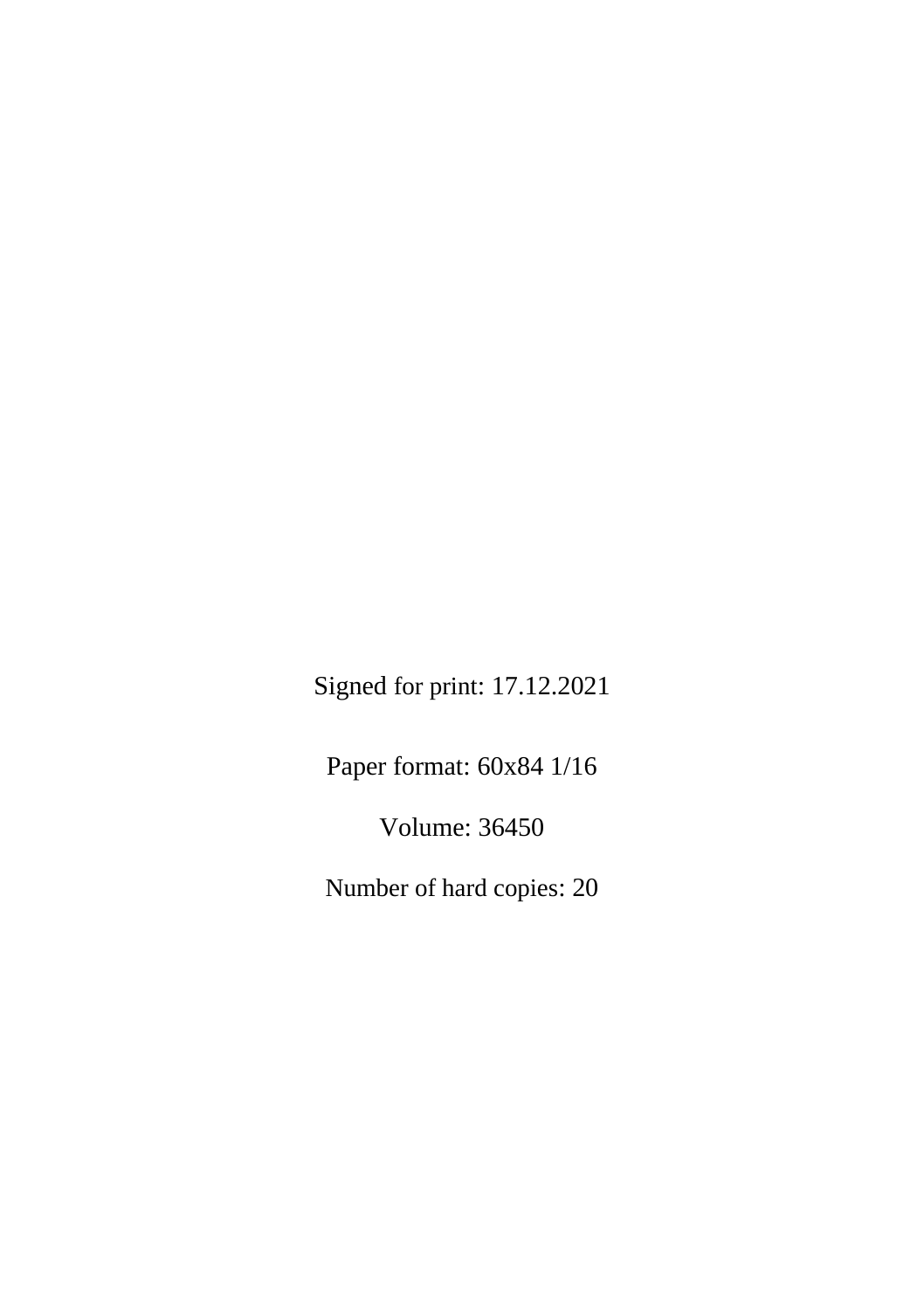Signed for print: 17.12.2021

Paper format: 60x84 1/16

Volume: 36450

Number of hard copies: 20